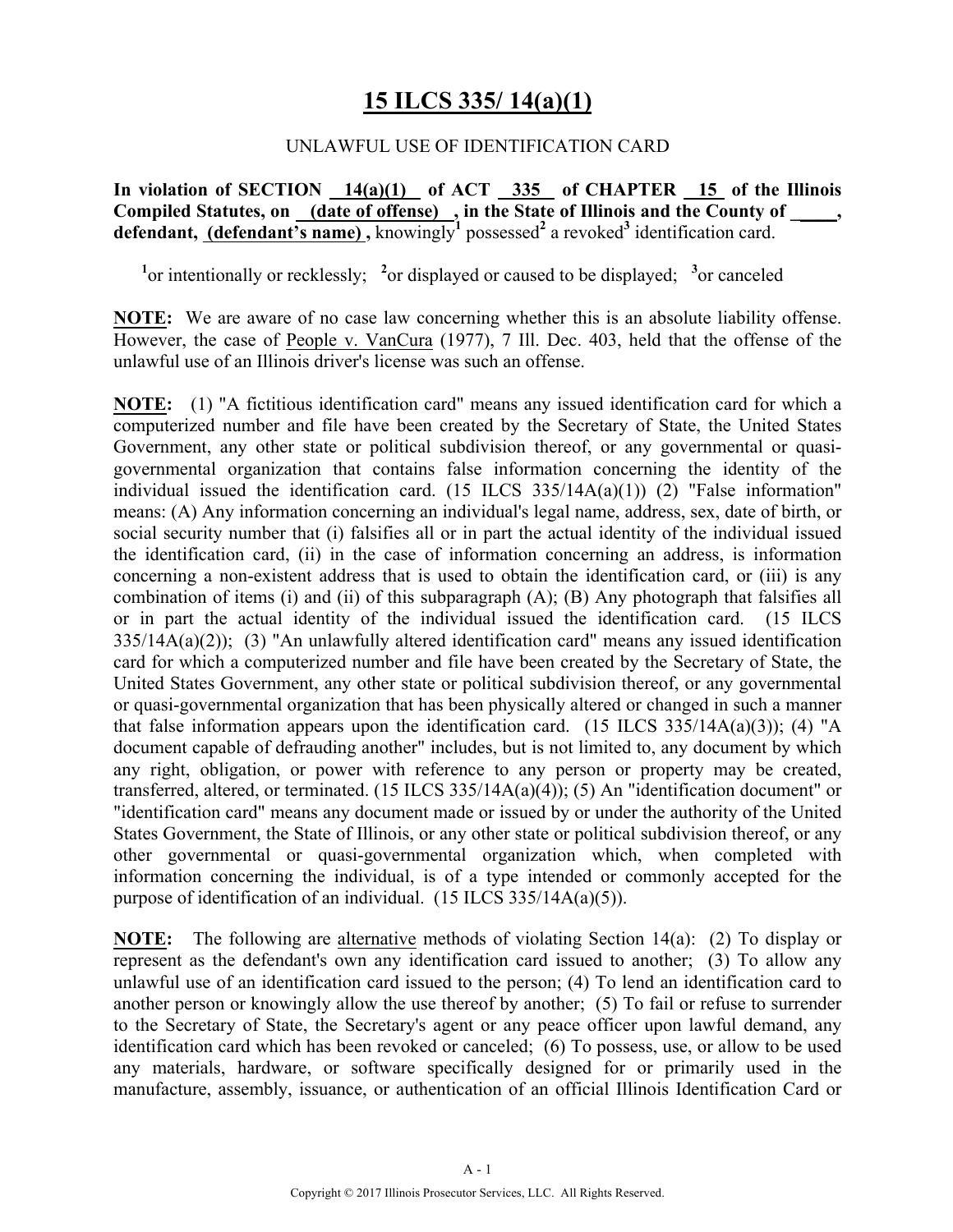# 15 ILCS 335/ 14(a)(1)

UNLAWFUL USE OF IDENTIFICATION CARD

**In violation of SECTION 14(a)(1) of ACT 335 of CHAPTER 15 of the Illinois Compiled Statutes, on (date of offense) , in the State of Illinois and the County of \_\_\_\_, defendant, (defendant's name) ,** knowingly[1] possessed[2] a revoked[3] identification card.

[1]or intentionally or recklessly; [2]or displayed or caused to be displayed; [3]or canceled

**NOTE:** We are aware of no case law concerning whether this is an absolute liability offense. However, the case of People v. VanCura (1977), 7 Ill. Dec. 403, held that the offense of the unlawful use of an Illinois driver's license was such an offense.

**NOTE:** (1) "A fictitious identification card" means any issued identification card for which a computerized number and file have been created by the Secretary of State, the United States Government, any other state or political subdivision thereof, or any governmental or quasi-governmental organization that contains false information concerning the identity of the individual issued the identification card. (15 ILCS 335/14A(a)(1)) (2) "False information" means: (A) Any information concerning an individual's legal name, address, sex, date of birth, or social security number that (i) falsifies all or in part the actual identity of the individual issued the identification card, (ii) in the case of information concerning an address, is information concerning a non-existent address that is used to obtain the identification card, or (iii) is any combination of items (i) and (ii) of this subparagraph (A); (B) Any photograph that falsifies all or in part the actual identity of the individual issued the identification card. (15 ILCS 335/14A(a)(2)); (3) "An unlawfully altered identification card" means any issued identification card for which a computerized number and file have been created by the Secretary of State, the United States Government, any other state or political subdivision thereof, or any governmental or quasi-governmental organization that has been physically altered or changed in such a manner that false information appears upon the identification card. (15 ILCS 335/14A(a)(3)); (4) "A document capable of defrauding another" includes, but is not limited to, any document by which any right, obligation, or power with reference to any person or property may be created, transferred, altered, or terminated. (15 ILCS 335/14A(a)(4)); (5) An "identification document" or "identification card" means any document made or issued by or under the authority of the United States Government, the State of Illinois, or any other state or political subdivision thereof, or any other governmental or quasi-governmental organization which, when completed with information concerning the individual, is of a type intended or commonly accepted for the purpose of identification of an individual. (15 ILCS 335/14A(a)(5)).

**NOTE:** The following are alternative methods of violating Section 14(a): (2) To display or represent as the defendant's own any identification card issued to another; (3) To allow any unlawful use of an identification card issued to the person; (4) To lend an identification card to another person or knowingly allow the use thereof by another; (5) To fail or refuse to surrender to the Secretary of State, the Secretary's agent or any peace officer upon lawful demand, any identification card which has been revoked or canceled; (6) To possess, use, or allow to be used any materials, hardware, or software specifically designed for or primarily used in the manufacture, assembly, issuance, or authentication of an official Illinois Identification Card or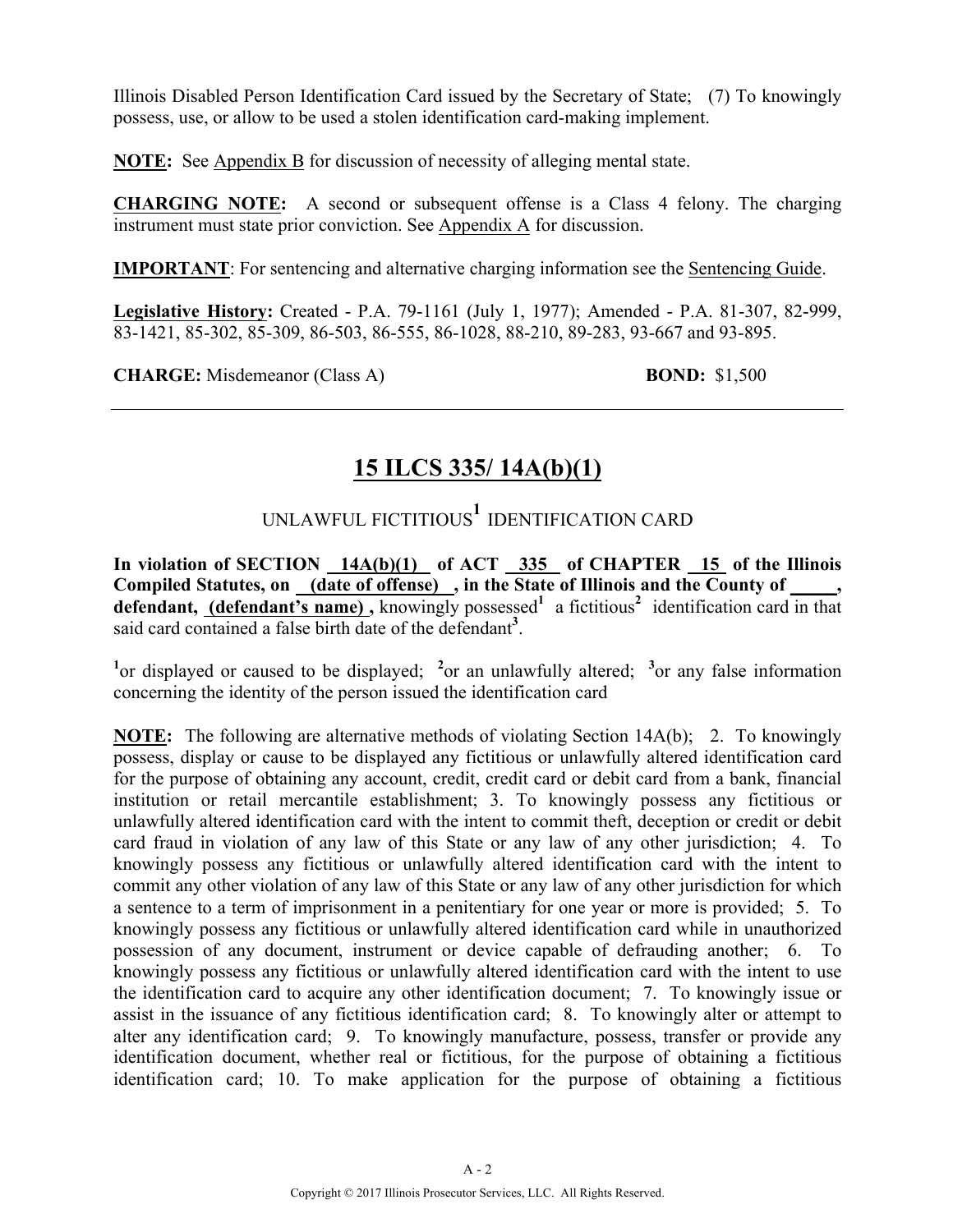Illinois Disabled Person Identification Card issued by the Secretary of State; (7) To knowingly possess, use, or allow to be used a stolen identification card-making implement.

**NOTE:** See Appendix B for discussion of necessity of alleging mental state.

**CHARGING NOTE:** A second or subsequent offense is a Class 4 felony. The charging instrument must state prior conviction. See Appendix A for discussion.

**IMPORTANT**: For sentencing and alternative charging information see the Sentencing Guide.

**Legislative History:** Created - P.A. 79-1161 (July 1, 1977); Amended - P.A. 81-307, 82-999, 83-1421, 85-302, 85-309, 86-503, 86-555, 86-1028, 88-210, 89-283, 93-667 and 93-895.

**CHARGE:** Misdemeanor (Class A) **BOND:** $1,500

---

## 15 ILCS 335/ 14A(b)(1)

UNLAWFUL FICTITIOUS[1] IDENTIFICATION CARD

**In violation of SECTION 14A(b)(1) of ACT 335 of CHAPTER 15 of the Illinois Compiled Statutes, on (date of offense) , in the State of Illinois and the County of _____, defendant, (defendant's name) ,** knowingly possessed[1] a fictitious[2] identification card in that said card contained a false birth date of the defendant[3].

[1]or displayed or caused to be displayed; [2]or an unlawfully altered; [3]or any false information concerning the identity of the person issued the identification card

**NOTE:** The following are alternative methods of violating Section 14A(b); 2. To knowingly possess, display or cause to be displayed any fictitious or unlawfully altered identification card for the purpose of obtaining any account, credit, credit card or debit card from a bank, financial institution or retail mercantile establishment; 3. To knowingly possess any fictitious or unlawfully altered identification card with the intent to commit theft, deception or credit or debit card fraud in violation of any law of this State or any law of any other jurisdiction; 4. To knowingly possess any fictitious or unlawfully altered identification card with the intent to commit any other violation of any law of this State or any law of any other jurisdiction for which a sentence to a term of imprisonment in a penitentiary for one year or more is provided; 5. To knowingly possess any fictitious or unlawfully altered identification card while in unauthorized possession of any document, instrument or device capable of defrauding another; 6. To knowingly possess any fictitious or unlawfully altered identification card with the intent to use the identification card to acquire any other identification document; 7. To knowingly issue or assist in the issuance of any fictitious identification card; 8. To knowingly alter or attempt to alter any identification card; 9. To knowingly manufacture, possess, transfer or provide any identification document, whether real or fictitious, for the purpose of obtaining a fictitious identification card; 10. To make application for the purpose of obtaining a fictitious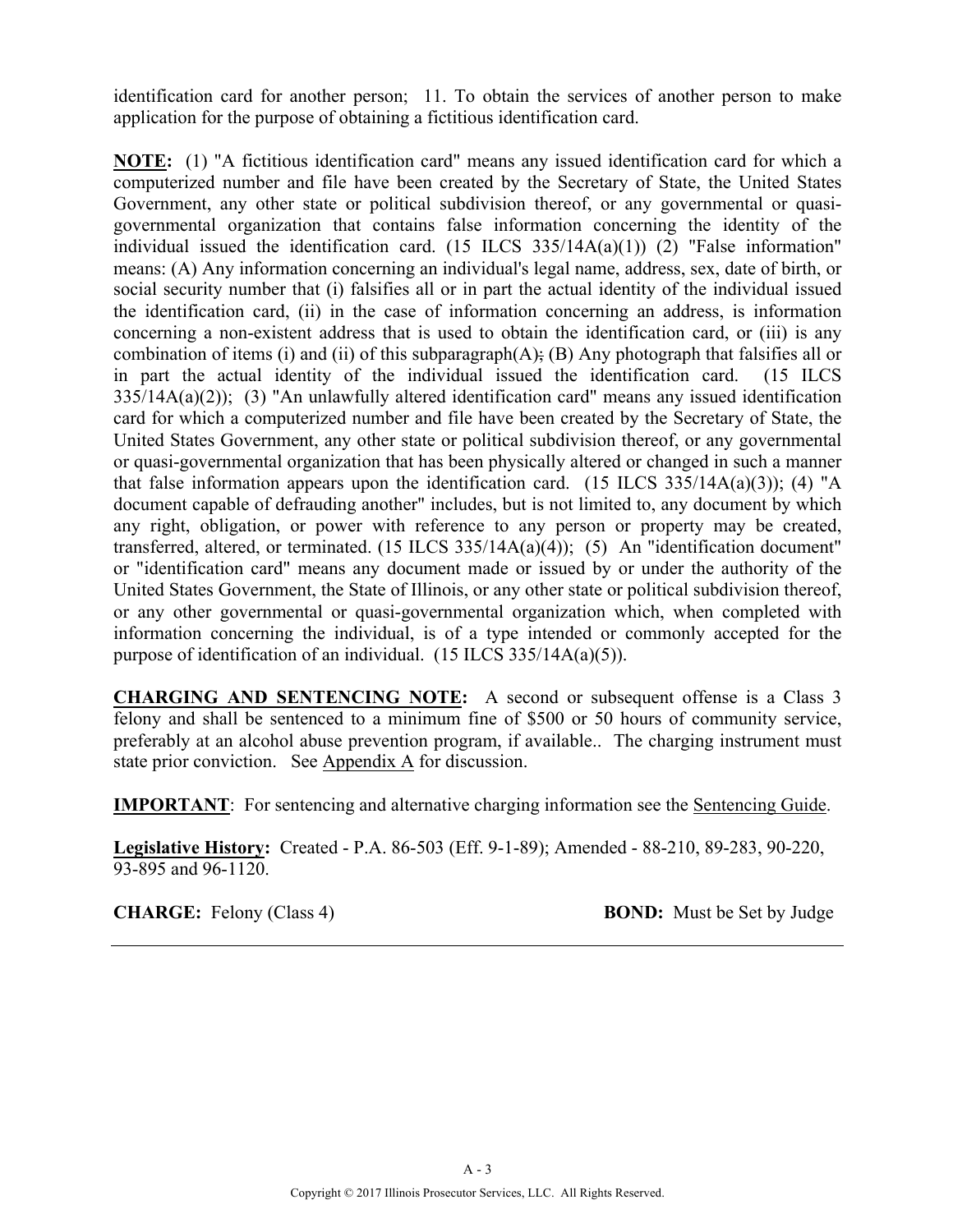identification card for another person; 11. To obtain the services of another person to make application for the purpose of obtaining a fictitious identification card.

**NOTE:** (1) "A fictitious identification card" means any issued identification card for which a computerized number and file have been created by the Secretary of State, the United States Government, any other state or political subdivision thereof, or any governmental or quasi-governmental organization that contains false information concerning the identity of the individual issued the identification card. (15 ILCS 335/14A(a)(1)) (2) "False information" means: (A) Any information concerning an individual's legal name, address, sex, date of birth, or social security number that (i) falsifies all or in part the actual identity of the individual issued the identification card, (ii) in the case of information concerning an address, is information concerning a non-existent address that is used to obtain the identification card, or (iii) is any combination of items (i) and (ii) of this subparagraph(A)~~,~~ (B) Any photograph that falsifies all or in part the actual identity of the individual issued the identification card. (15 ILCS 335/14A(a)(2)); (3) "An unlawfully altered identification card" means any issued identification card for which a computerized number and file have been created by the Secretary of State, the United States Government, any other state or political subdivision thereof, or any governmental or quasi-governmental organization that has been physically altered or changed in such a manner that false information appears upon the identification card. (15 ILCS 335/14A(a)(3)); (4) "A document capable of defrauding another" includes, but is not limited to, any document by which any right, obligation, or power with reference to any person or property may be created, transferred, altered, or terminated. (15 ILCS 335/14A(a)(4)); (5) An "identification document" or "identification card" means any document made or issued by or under the authority of the United States Government, the State of Illinois, or any other state or political subdivision thereof, or any other governmental or quasi-governmental organization which, when completed with information concerning the individual, is of a type intended or commonly accepted for the purpose of identification of an individual. (15 ILCS 335/14A(a)(5)).

**CHARGING AND SENTENCING NOTE:** A second or subsequent offense is a Class 3 felony and shall be sentenced to a minimum fine of $500 or 50 hours of community service, preferably at an alcohol abuse prevention program, if available.. The charging instrument must state prior conviction. See Appendix A for discussion.

**IMPORTANT**: For sentencing and alternative charging information see the Sentencing Guide.

**Legislative History:** Created - P.A. 86-503 (Eff. 9-1-89); Amended - 88-210, 89-283, 90-220, 93-895 and 96-1120.

**CHARGE:** Felony (Class 4) **BOND:** Must be Set by Judge

Copyright © 2017 Illinois Prosecutor Services, LLC. All Rights Reserved.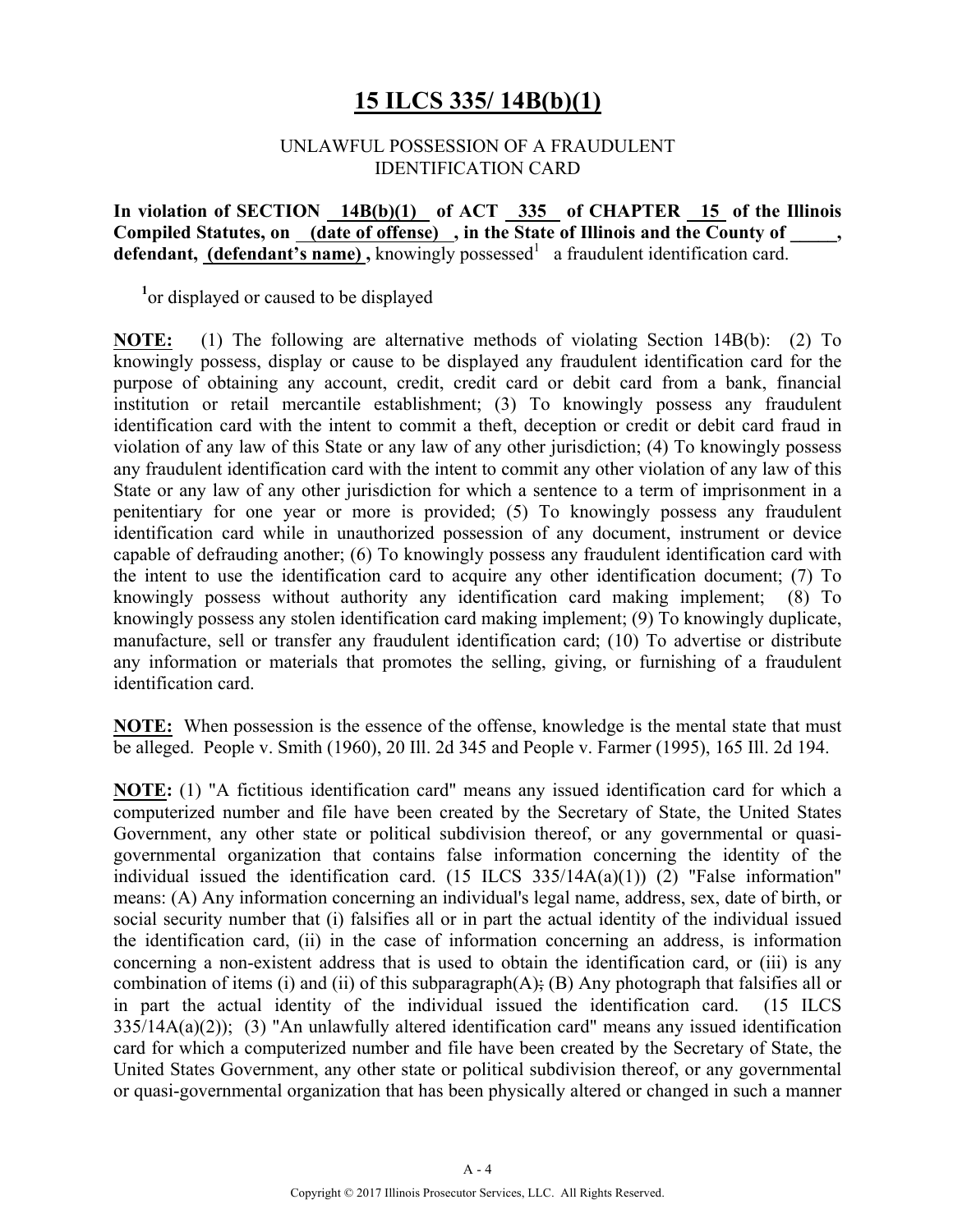# 15 ILCS 335/ 14B(b)(1)

UNLAWFUL POSSESSION OF A FRAUDULENT IDENTIFICATION CARD

**In violation of SECTION 14B(b)(1) of ACT 335 of CHAPTER 15 of the Illinois Compiled Statutes, on (date of offense), in the State of Illinois and the County of \_\_\_\_\_, defendant, (defendant's name),** knowingly possessed[1] a fraudulent identification card.

[1]or displayed or caused to be displayed

**NOTE:** (1) The following are alternative methods of violating Section 14B(b): (2) To knowingly possess, display or cause to be displayed any fraudulent identification card for the purpose of obtaining any account, credit, credit card or debit card from a bank, financial institution or retail mercantile establishment; (3) To knowingly possess any fraudulent identification card with the intent to commit a theft, deception or credit or debit card fraud in violation of any law of this State or any law of any other jurisdiction; (4) To knowingly possess any fraudulent identification card with the intent to commit any other violation of any law of this State or any law of any other jurisdiction for which a sentence to a term of imprisonment in a penitentiary for one year or more is provided; (5) To knowingly possess any fraudulent identification card while in unauthorized possession of any document, instrument or device capable of defrauding another; (6) To knowingly possess any fraudulent identification card with the intent to use the identification card to acquire any other identification document; (7) To knowingly possess without authority any identification card making implement; (8) To knowingly possess any stolen identification card making implement; (9) To knowingly duplicate, manufacture, sell or transfer any fraudulent identification card; (10) To advertise or distribute any information or materials that promotes the selling, giving, or furnishing of a fraudulent identification card.

**NOTE:** When possession is the essence of the offense, knowledge is the mental state that must be alleged. People v. Smith (1960), 20 Ill. 2d 345 and People v. Farmer (1995), 165 Ill. 2d 194.

**NOTE:** (1) "A fictitious identification card" means any issued identification card for which a computerized number and file have been created by the Secretary of State, the United States Government, any other state or political subdivision thereof, or any governmental or quasi-governmental organization that contains false information concerning the identity of the individual issued the identification card. (15 ILCS 335/14A(a)(1)) (2) "False information" means: (A) Any information concerning an individual's legal name, address, sex, date of birth, or social security number that (i) falsifies all or in part the actual identity of the individual issued the identification card, (ii) in the case of information concerning an address, is information concerning a non-existent address that is used to obtain the identification card, or (iii) is any combination of items (i) and (ii) of this subparagraph(A)~~;~~ (B) Any photograph that falsifies all or in part the actual identity of the individual issued the identification card. (15 ILCS 335/14A(a)(2)); (3) "An unlawfully altered identification card" means any issued identification card for which a computerized number and file have been created by the Secretary of State, the United States Government, any other state or political subdivision thereof, or any governmental or quasi-governmental organization that has been physically altered or changed in such a manner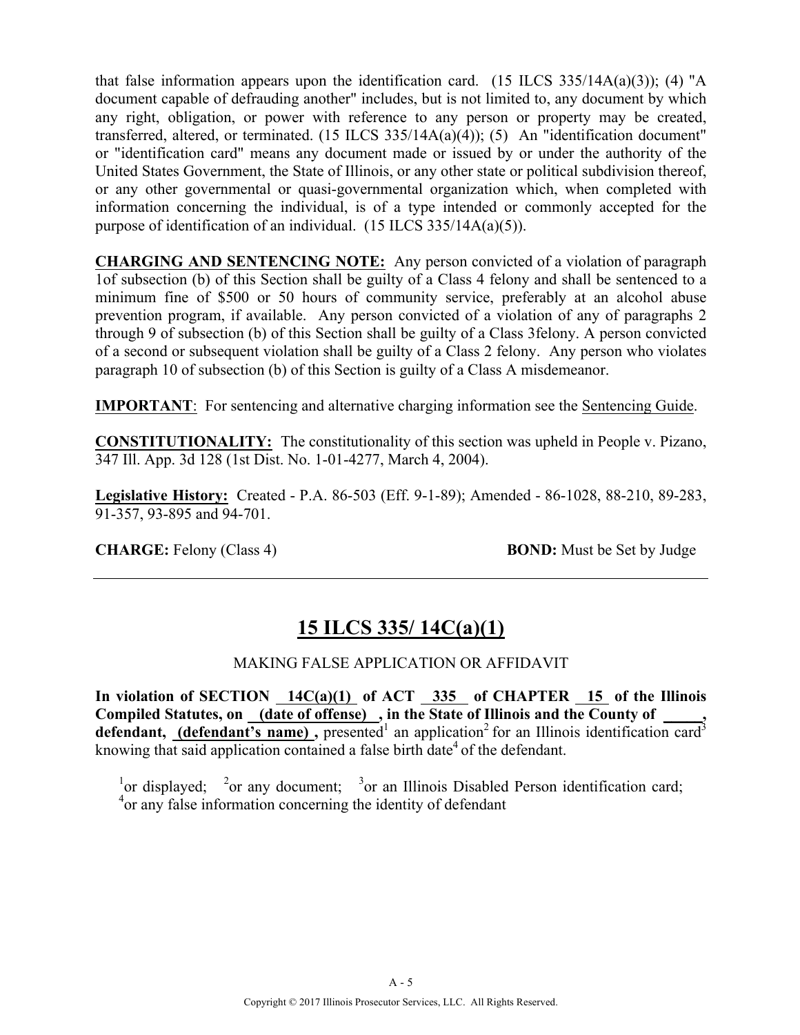that false information appears upon the identification card. (15 ILCS 335/14A(a)(3)); (4) "A document capable of defrauding another" includes, but is not limited to, any document by which any right, obligation, or power with reference to any person or property may be created, transferred, altered, or terminated. (15 ILCS 335/14A(a)(4)); (5) An "identification document" or "identification card" means any document made or issued by or under the authority of the United States Government, the State of Illinois, or any other state or political subdivision thereof, or any other governmental or quasi-governmental organization which, when completed with information concerning the individual, is of a type intended or commonly accepted for the purpose of identification of an individual. (15 ILCS 335/14A(a)(5)).

**CHARGING AND SENTENCING NOTE:** Any person convicted of a violation of paragraph 1of subsection (b) of this Section shall be guilty of a Class 4 felony and shall be sentenced to a minimum fine of $500 or 50 hours of community service, preferably at an alcohol abuse prevention program, if available. Any person convicted of a violation of any of paragraphs 2 through 9 of subsection (b) of this Section shall be guilty of a Class 3felony. A person convicted of a second or subsequent violation shall be guilty of a Class 2 felony. Any person who violates paragraph 10 of subsection (b) of this Section is guilty of a Class A misdemeanor.

**IMPORTANT**: For sentencing and alternative charging information see the Sentencing Guide.

**CONSTITUTIONALITY:** The constitutionality of this section was upheld in People v. Pizano, 347 Ill. App. 3d 128 (1st Dist. No. 1-01-4277, March 4, 2004).

**Legislative History:** Created - P.A. 86-503 (Eff. 9-1-89); Amended - 86-1028, 88-210, 89-283, 91-357, 93-895 and 94-701.

**CHARGE:** Felony (Class 4) **BOND:** Must be Set by Judge

---

## 15 ILCS 335/ 14C(a)(1)

MAKING FALSE APPLICATION OR AFFIDAVIT

**In violation of SECTION 14C(a)(1) of ACT 335 of CHAPTER 15 of the Illinois Compiled Statutes, on (date of offense) , in the State of Illinois and the County of \_\_\_\_\_, defendant, (defendant's name) ,** presented[1] an application[2] for an Illinois identification card[3] knowing that said application contained a false birth date[4] of the defendant.

[1]or displayed; [2]or any document; [3]or an Illinois Disabled Person identification card; [4]or any false information concerning the identity of defendant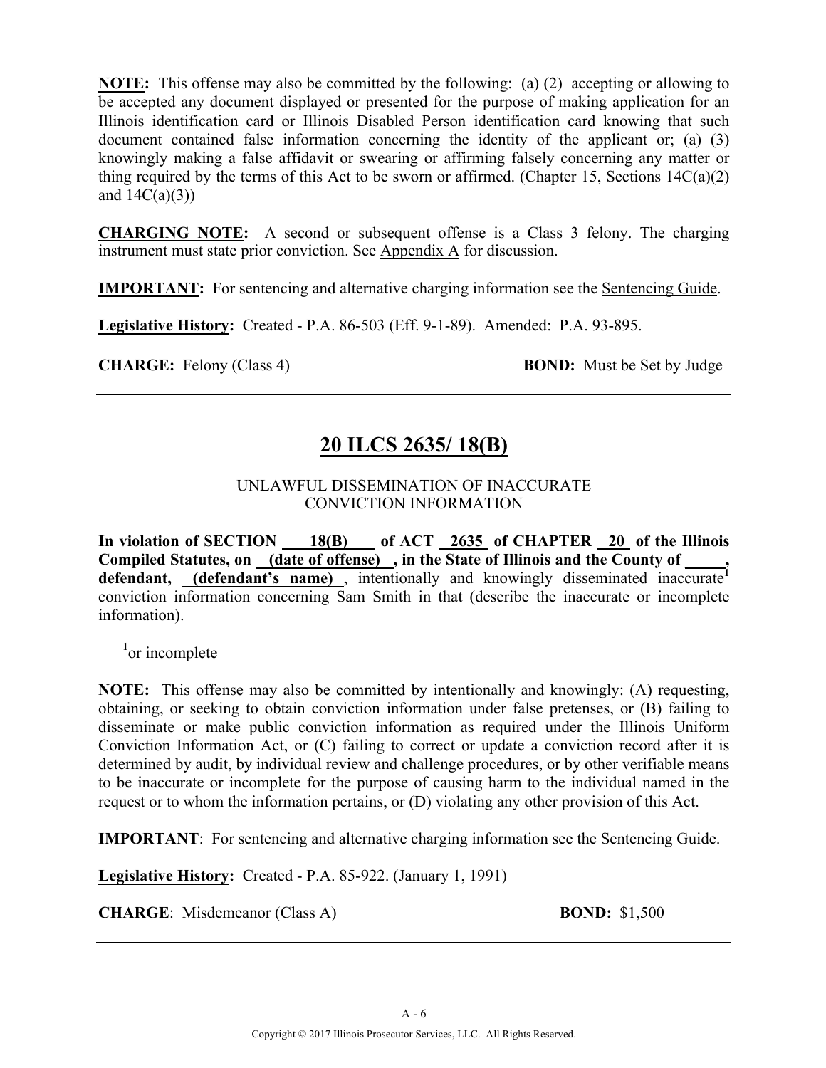**NOTE:** This offense may also be committed by the following: (a) (2) accepting or allowing to be accepted any document displayed or presented for the purpose of making application for an Illinois identification card or Illinois Disabled Person identification card knowing that such document contained false information concerning the identity of the applicant or; (a) (3) knowingly making a false affidavit or swearing or affirming falsely concerning any matter or thing required by the terms of this Act to be sworn or affirmed. (Chapter 15, Sections 14C(a)(2) and 14C(a)(3))

**CHARGING NOTE:** A second or subsequent offense is a Class 3 felony. The charging instrument must state prior conviction. See Appendix A for discussion.

**IMPORTANT:** For sentencing and alternative charging information see the Sentencing Guide.

**Legislative History:** Created - P.A. 86-503 (Eff. 9-1-89). Amended: P.A. 93-895.

**CHARGE:** Felony (Class 4) **BOND:** Must be Set by Judge

---

## 20 ILCS 2635/ 18(B)

UNLAWFUL DISSEMINATION OF INACCURATE CONVICTION INFORMATION

**In violation of SECTION 18(B) of ACT 2635 of CHAPTER 20 of the Illinois Compiled Statutes, on (date of offense) , in the State of Illinois and the County of _____, defendant, (defendant's name) ,** intentionally and knowingly disseminated inaccurate[1] conviction information concerning Sam Smith in that (describe the inaccurate or incomplete information).

[1]or incomplete

**NOTE:** This offense may also be committed by intentionally and knowingly: (A) requesting, obtaining, or seeking to obtain conviction information under false pretenses, or (B) failing to disseminate or make public conviction information as required under the Illinois Uniform Conviction Information Act, or (C) failing to correct or update a conviction record after it is determined by audit, by individual review and challenge procedures, or by other verifiable means to be inaccurate or incomplete for the purpose of causing harm to the individual named in the request or to whom the information pertains, or (D) violating any other provision of this Act.

**IMPORTANT**: For sentencing and alternative charging information see the Sentencing Guide.

**Legislative History:** Created - P.A. 85-922. (January 1, 1991)

**CHARGE**: Misdemeanor (Class A) **BOND:** $1,500

---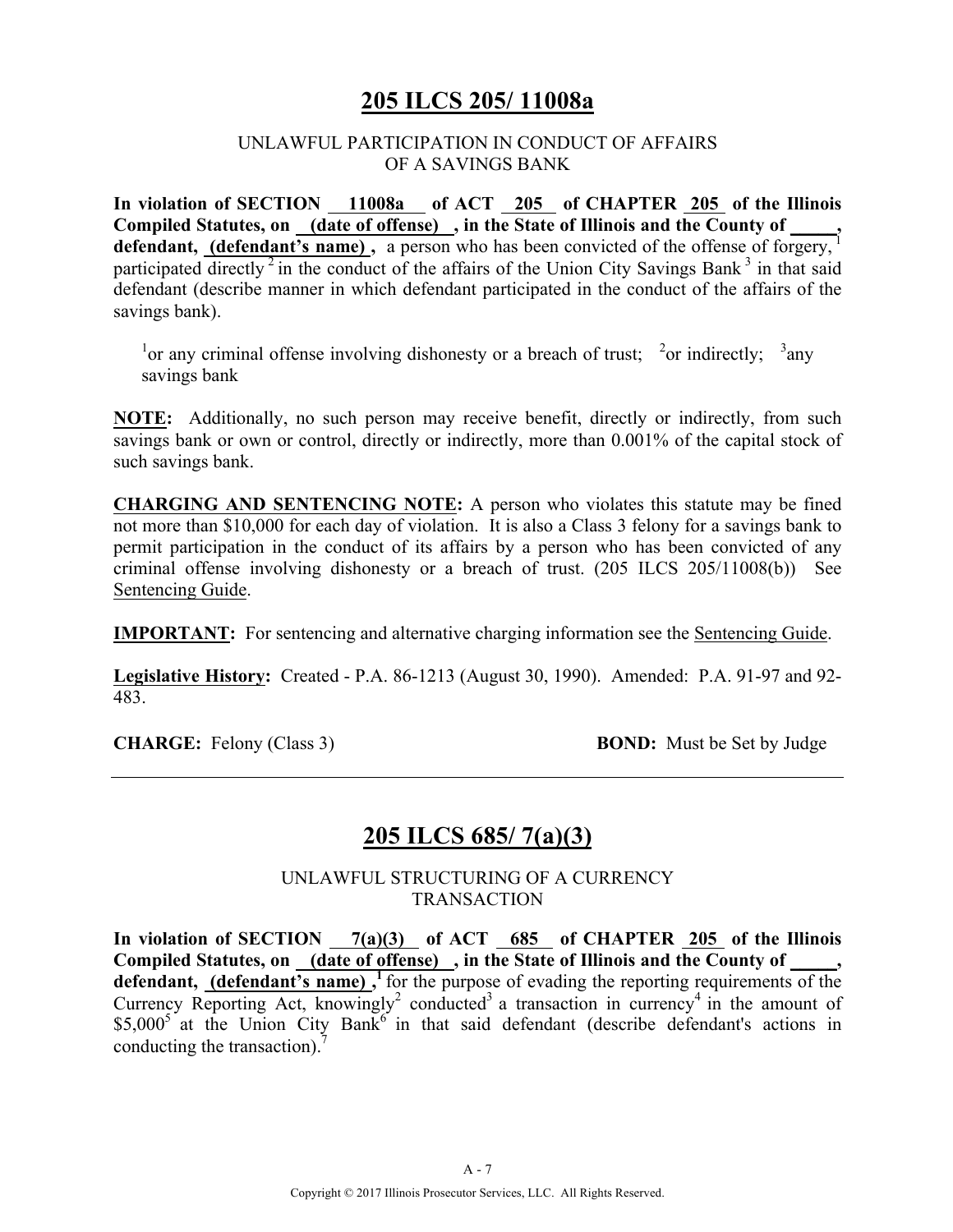## 205 ILCS 205/ 11008a

UNLAWFUL PARTICIPATION IN CONDUCT OF AFFAIRS OF A SAVINGS BANK

**In violation of SECTION 11008a of ACT 205 of CHAPTER 205 of the Illinois Compiled Statutes, on (date of offense), in the State of Illinois and the County of _____, defendant, (defendant's name),** a person who has been convicted of the offense of forgery,[1] participated directly[2] in the conduct of the affairs of the Union City Savings Bank[3] in that said defendant (describe manner in which defendant participated in the conduct of the affairs of the savings bank).

[1]or any criminal offense involving dishonesty or a breach of trust; [2]or indirectly; [3]any savings bank

**NOTE:** Additionally, no such person may receive benefit, directly or indirectly, from such savings bank or own or control, directly or indirectly, more than 0.001% of the capital stock of such savings bank.

**CHARGING AND SENTENCING NOTE:** A person who violates this statute may be fined not more than $10,000 for each day of violation. It is also a Class 3 felony for a savings bank to permit participation in the conduct of its affairs by a person who has been convicted of any criminal offense involving dishonesty or a breach of trust. (205 ILCS 205/11008(b)) See Sentencing Guide.

**IMPORTANT:** For sentencing and alternative charging information see the Sentencing Guide.

**Legislative History:** Created - P.A. 86-1213 (August 30, 1990). Amended: P.A. 91-97 and 92-483.

**CHARGE:** Felony (Class 3) **BOND:** Must be Set by Judge

---

## 205 ILCS 685/ 7(a)(3)

UNLAWFUL STRUCTURING OF A CURRENCY TRANSACTION

**In violation of SECTION 7(a)(3) of ACT 685 of CHAPTER 205 of the Illinois Compiled Statutes, on (date of offense), in the State of Illinois and the County of _____, defendant, (defendant's name),**[1] for the purpose of evading the reporting requirements of the Currency Reporting Act, knowingly[2] conducted[3] a transaction in currency[4] in the amount of $5,000[5] at the Union City Bank[6] in that said defendant (describe defendant's actions in conducting the transaction).[7]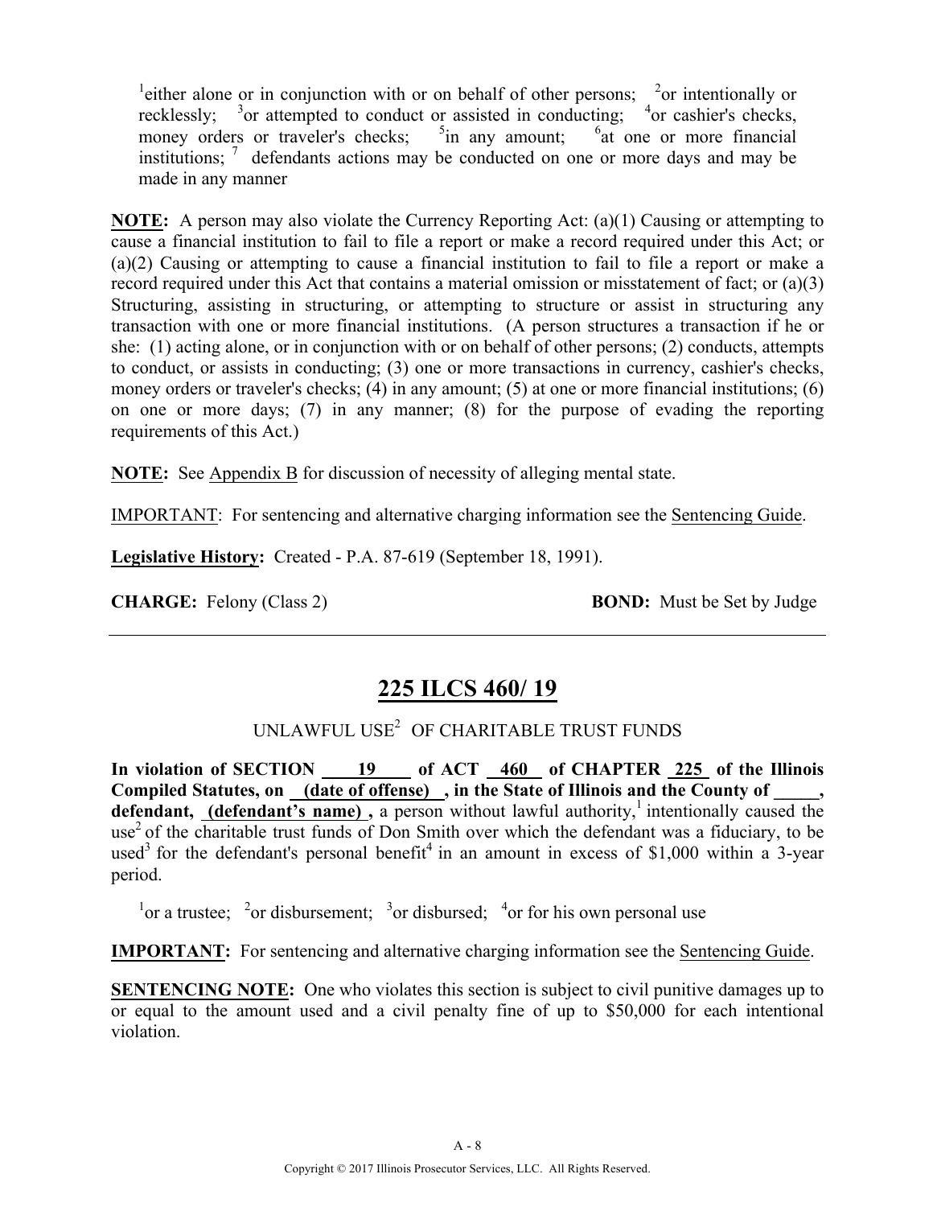[1]either alone or in conjunction with or on behalf of other persons; [2]or intentionally or recklessly; [3]or attempted to conduct or assisted in conducting; [4]or cashier's checks, money orders or traveler's checks; [5]in any amount; [6]at one or more financial institutions; [7] defendants actions may be conducted on one or more days and may be made in any manner

**NOTE:** A person may also violate the Currency Reporting Act: (a)(1) Causing or attempting to cause a financial institution to fail to file a report or make a record required under this Act; or (a)(2) Causing or attempting to cause a financial institution to fail to file a report or make a record required under this Act that contains a material omission or misstatement of fact; or (a)(3) Structuring, assisting in structuring, or attempting to structure or assist in structuring any transaction with one or more financial institutions. (A person structures a transaction if he or she: (1) acting alone, or in conjunction with or on behalf of other persons; (2) conducts, attempts to conduct, or assists in conducting; (3) one or more transactions in currency, cashier's checks, money orders or traveler's checks; (4) in any amount; (5) at one or more financial institutions; (6) on one or more days; (7) in any manner; (8) for the purpose of evading the reporting requirements of this Act.)

**NOTE:** See Appendix B for discussion of necessity of alleging mental state.

IMPORTANT: For sentencing and alternative charging information see the Sentencing Guide.

**Legislative History:** Created - P.A. 87-619 (September 18, 1991).

**CHARGE:** Felony (Class 2) **BOND:** Must be Set by Judge

---

## 225 ILCS 460/ 19

UNLAWFUL USE[2] OF CHARITABLE TRUST FUNDS

**In violation of SECTION 19 of ACT 460 of CHAPTER 225 of the Illinois Compiled Statutes, on (date of offense), in the State of Illinois and the County of _____, defendant, (defendant's name),** a person without lawful authority,[1] intentionally caused the use[2] of the charitable trust funds of Don Smith over which the defendant was a fiduciary, to be used[3] for the defendant's personal benefit[4] in an amount in excess of $1,000 within a 3-year period.

[1]or a trustee; [2]or disbursement; [3]or disbursed; [4]or for his own personal use

**IMPORTANT:** For sentencing and alternative charging information see the Sentencing Guide.

**SENTENCING NOTE:** One who violates this section is subject to civil punitive damages up to or equal to the amount used and a civil penalty fine of up to $50,000 for each intentional violation.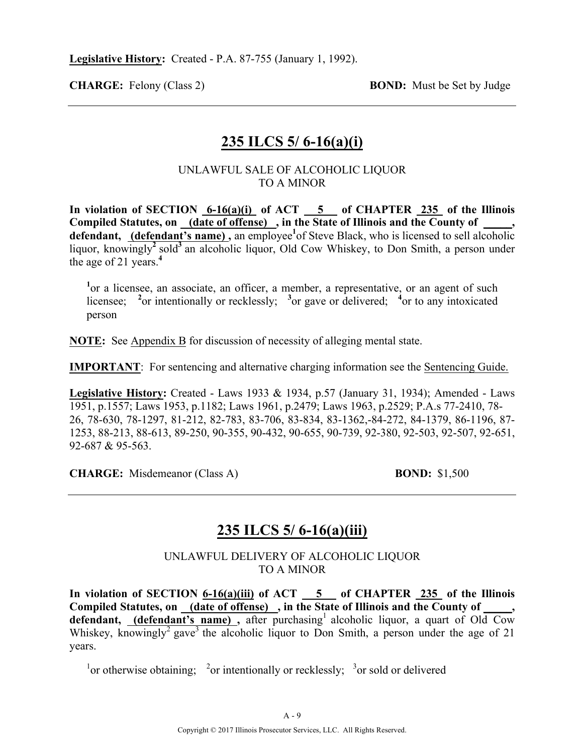**Legislative History:** Created - P.A. 87-755 (January 1, 1992).

**CHARGE:** Felony (Class 2) **BOND:** Must be Set by Judge

---

## 235 ILCS 5/ 6-16(a)(i)

UNLAWFUL SALE OF ALCOHOLIC LIQUOR
TO A MINOR

**In violation of SECTION 6-16(a)(i) of ACT 5 of CHAPTER 235 of the Illinois Compiled Statutes, on (date of offense) , in the State of Illinois and the County of \_\_\_\_\_, defendant, (defendant's name) ,** an employee[1] of Steve Black, who is licensed to sell alcoholic liquor, knowingly[2] sold[3] an alcoholic liquor, Old Cow Whiskey, to Don Smith, a person under the age of 21 years.[4]

[1]or a licensee, an associate, an officer, a member, a representative, or an agent of such licensee; [2]or intentionally or recklessly; [3]or gave or delivered; [4]or to any intoxicated person

**NOTE:** See Appendix B for discussion of necessity of alleging mental state.

**IMPORTANT**: For sentencing and alternative charging information see the Sentencing Guide.

**Legislative History:** Created - Laws 1933 & 1934, p.57 (January 31, 1934); Amended - Laws 1951, p.1557; Laws 1953, p.1182; Laws 1961, p.2479; Laws 1963, p.2529; P.A.s 77-2410, 78-26, 78-630, 78-1297, 81-212, 82-783, 83-706, 83-834, 83-1362,-84-272, 84-1379, 86-1196, 87-1253, 88-213, 88-613, 89-250, 90-355, 90-432, 90-655, 90-739, 92-380, 92-503, 92-507, 92-651, 92-687 & 95-563.

**CHARGE:** Misdemeanor (Class A) **BOND:** $1,500

---

## 235 ILCS 5/ 6-16(a)(iii)

UNLAWFUL DELIVERY OF ALCOHOLIC LIQUOR
TO A MINOR

**In violation of SECTION 6-16(a)(iii) of ACT 5 of CHAPTER 235 of the Illinois Compiled Statutes, on (date of offense) , in the State of Illinois and the County of \_\_\_\_\_, defendant, (defendant's name) ,** after purchasing[1] alcoholic liquor, a quart of Old Cow Whiskey, knowingly[2] gave[3] the alcoholic liquor to Don Smith, a person under the age of 21 years.

[1]or otherwise obtaining; [2]or intentionally or recklessly; [3]or sold or delivered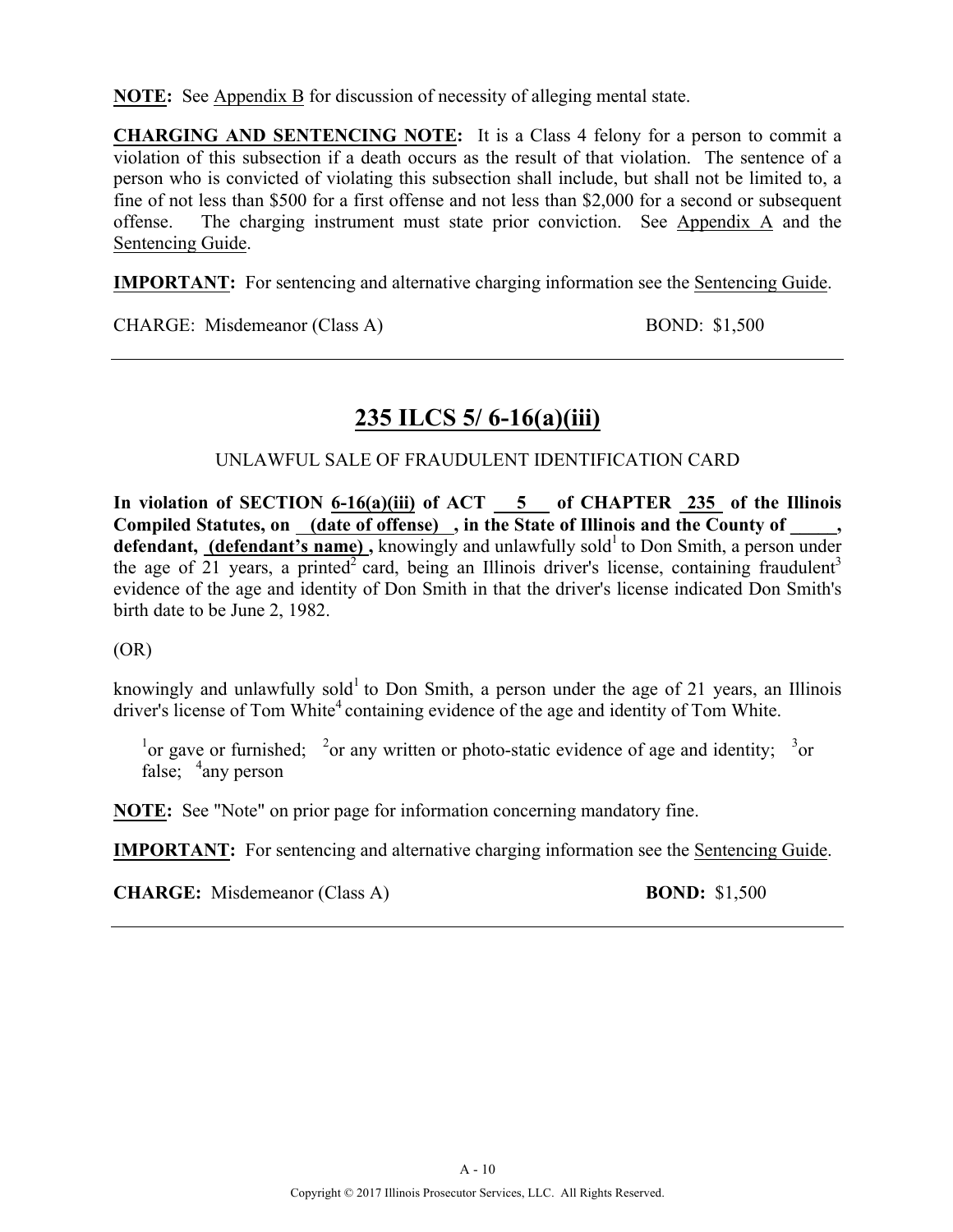**NOTE:** See Appendix B for discussion of necessity of alleging mental state.

**CHARGING AND SENTENCING NOTE:** It is a Class 4 felony for a person to commit a violation of this subsection if a death occurs as the result of that violation. The sentence of a person who is convicted of violating this subsection shall include, but shall not be limited to, a fine of not less than $500 for a first offense and not less than $2,000 for a second or subsequent offense. The charging instrument must state prior conviction. See Appendix A and the Sentencing Guide.

**IMPORTANT:** For sentencing and alternative charging information see the Sentencing Guide.

CHARGE: Misdemeanor (Class A) BOND: $1,500

---

## 235 ILCS 5/ 6-16(a)(iii)

UNLAWFUL SALE OF FRAUDULENT IDENTIFICATION CARD

**In violation of SECTION 6-16(a)(iii) of ACT 5 of CHAPTER 235 of the Illinois Compiled Statutes, on (date of offense) , in the State of Illinois and the County of _____, defendant, (defendant's name) ,** knowingly and unlawfully sold[1] to Don Smith, a person under the age of 21 years, a printed[2] card, being an Illinois driver's license, containing fraudulent[3] evidence of the age and identity of Don Smith in that the driver's license indicated Don Smith's birth date to be June 2, 1982.

(OR)

knowingly and unlawfully sold[1] to Don Smith, a person under the age of 21 years, an Illinois driver's license of Tom White[4] containing evidence of the age and identity of Tom White.

[1]or gave or furnished; [2]or any written or photo-static evidence of age and identity; [3]or false; [4]any person

**NOTE:** See "Note" on prior page for information concerning mandatory fine.

**IMPORTANT:** For sentencing and alternative charging information see the Sentencing Guide.

**CHARGE:** Misdemeanor (Class A) **BOND:** $1,500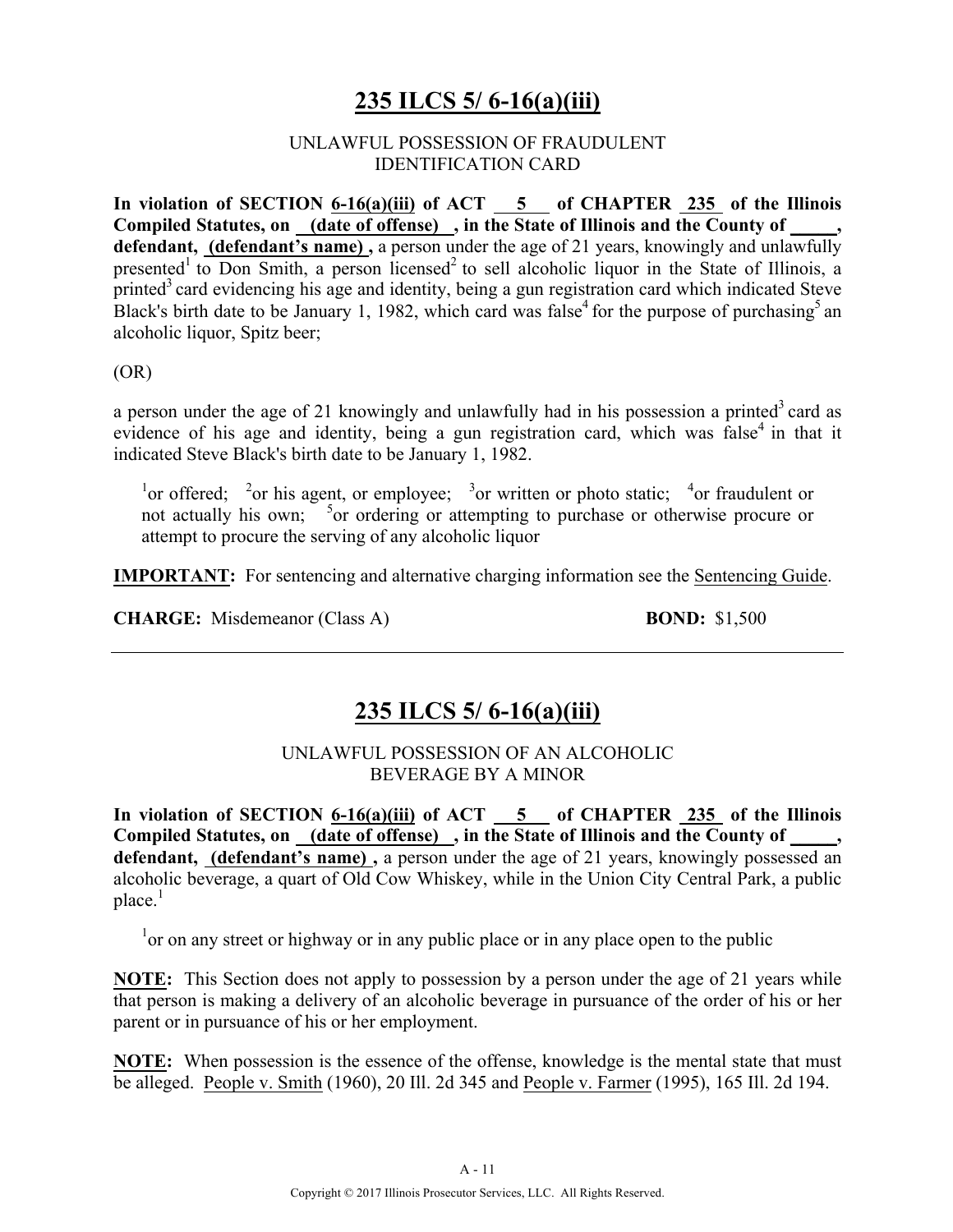## 235 ILCS 5/ 6-16(a)(iii)

UNLAWFUL POSSESSION OF FRAUDULENT IDENTIFICATION CARD

**In violation of SECTION 6-16(a)(iii) of ACT 5 of CHAPTER 235 of the Illinois Compiled Statutes, on (date of offense) , in the State of Illinois and the County of _____, defendant, (defendant's name) ,** a person under the age of 21 years, knowingly and unlawfully presented[1] to Don Smith, a person licensed[2] to sell alcoholic liquor in the State of Illinois, a printed[3] card evidencing his age and identity, being a gun registration card which indicated Steve Black's birth date to be January 1, 1982, which card was false[4] for the purpose of purchasing[5] an alcoholic liquor, Spitz beer;

(OR)

a person under the age of 21 knowingly and unlawfully had in his possession a printed[3] card as evidence of his age and identity, being a gun registration card, which was false[4] in that it indicated Steve Black's birth date to be January 1, 1982.

[1]or offered; [2]or his agent, or employee; [3]or written or photo static; [4]or fraudulent or not actually his own; [5]or ordering or attempting to purchase or otherwise procure or attempt to procure the serving of any alcoholic liquor

**IMPORTANT:** For sentencing and alternative charging information see the Sentencing Guide.

**CHARGE:** Misdemeanor (Class A) **BOND:** $1,500

---

## 235 ILCS 5/ 6-16(a)(iii)

UNLAWFUL POSSESSION OF AN ALCOHOLIC BEVERAGE BY A MINOR

**In violation of SECTION 6-16(a)(iii) of ACT 5 of CHAPTER 235 of the Illinois Compiled Statutes, on (date of offense) , in the State of Illinois and the County of _____, defendant, (defendant's name) ,** a person under the age of 21 years, knowingly possessed an alcoholic beverage, a quart of Old Cow Whiskey, while in the Union City Central Park, a public place.[1]

[1]or on any street or highway or in any public place or in any place open to the public

**NOTE:** This Section does not apply to possession by a person under the age of 21 years while that person is making a delivery of an alcoholic beverage in pursuance of the order of his or her parent or in pursuance of his or her employment.

**NOTE:** When possession is the essence of the offense, knowledge is the mental state that must be alleged. People v. Smith (1960), 20 Ill. 2d 345 and People v. Farmer (1995), 165 Ill. 2d 194.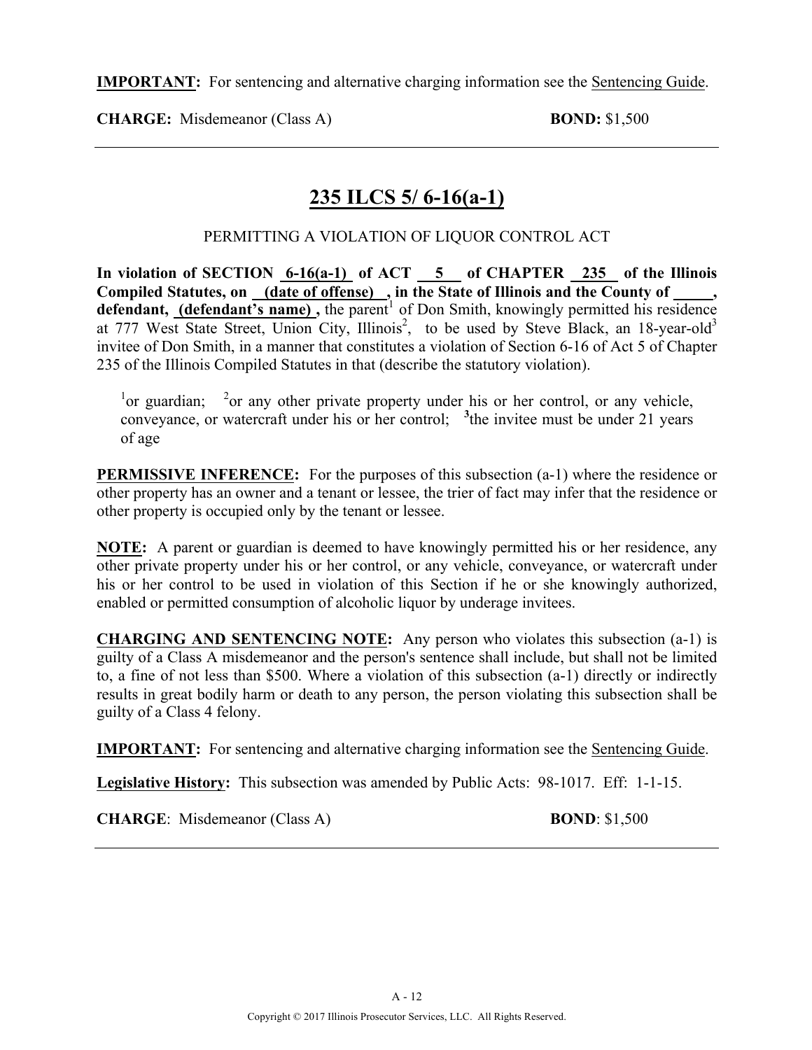**IMPORTANT:** For sentencing and alternative charging information see the Sentencing Guide.

**CHARGE:** Misdemeanor (Class A) **BOND:** $1,500

## 235 ILCS 5/ 6-16(a-1)

PERMITTING A VIOLATION OF LIQUOR CONTROL ACT

**In violation of SECTION 6-16(a-1) of ACT 5 of CHAPTER 235 of the Illinois Compiled Statutes, on (date of offense) , in the State of Illinois and the County of \_\_\_\_\_, defendant, (defendant's name) ,** the parent[1] of Don Smith, knowingly permitted his residence at 777 West State Street, Union City, Illinois[2], to be used by Steve Black, an 18-year-old[3] invitee of Don Smith, in a manner that constitutes a violation of Section 6-16 of Act 5 of Chapter 235 of the Illinois Compiled Statutes in that (describe the statutory violation).

[1]or guardian; [2]or any other private property under his or her control, or any vehicle, conveyance, or watercraft under his or her control; [3]the invitee must be under 21 years of age

**PERMISSIVE INFERENCE:** For the purposes of this subsection (a-1) where the residence or other property has an owner and a tenant or lessee, the trier of fact may infer that the residence or other property is occupied only by the tenant or lessee.

**NOTE:** A parent or guardian is deemed to have knowingly permitted his or her residence, any other private property under his or her control, or any vehicle, conveyance, or watercraft under his or her control to be used in violation of this Section if he or she knowingly authorized, enabled or permitted consumption of alcoholic liquor by underage invitees.

**CHARGING AND SENTENCING NOTE:** Any person who violates this subsection (a-1) is guilty of a Class A misdemeanor and the person's sentence shall include, but shall not be limited to, a fine of not less than $500. Where a violation of this subsection (a-1) directly or indirectly results in great bodily harm or death to any person, the person violating this subsection shall be guilty of a Class 4 felony.

**IMPORTANT:** For sentencing and alternative charging information see the Sentencing Guide.

**Legislative History:** This subsection was amended by Public Acts: 98-1017. Eff: 1-1-15.

**CHARGE**: Misdemeanor (Class A) **BOND**: $1,500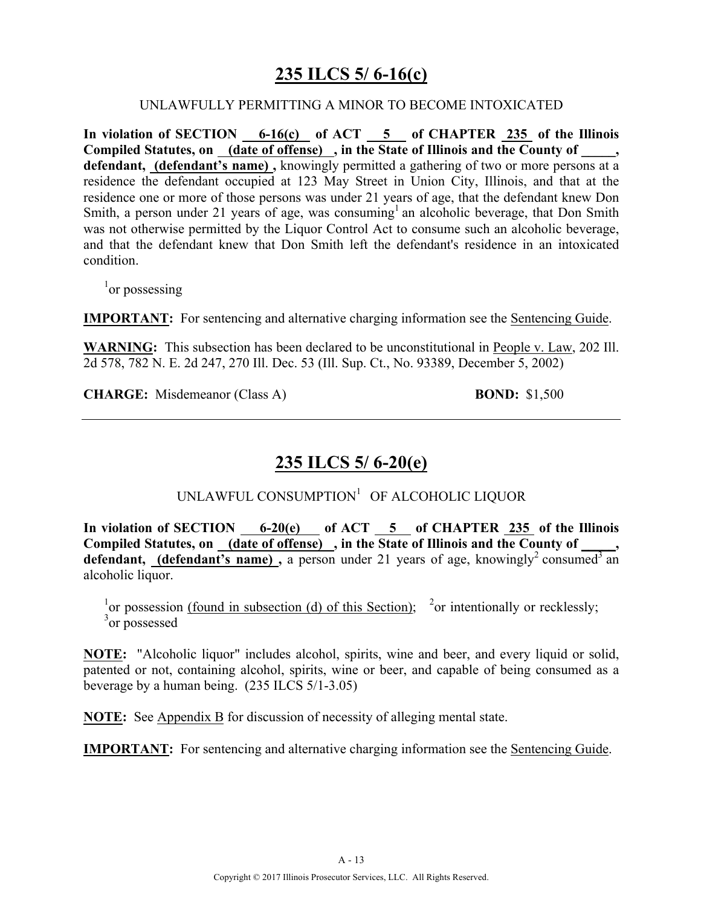## 235 ILCS 5/ 6-16(c)

UNLAWFULLY PERMITTING A MINOR TO BECOME INTOXICATED

**In violation of SECTION 6-16(c) of ACT 5 of CHAPTER 235 of the Illinois Compiled Statutes, on (date of offense) , in the State of Illinois and the County of \_\_\_\_\_, defendant, (defendant's name) ,** knowingly permitted a gathering of two or more persons at a residence the defendant occupied at 123 May Street in Union City, Illinois, and that at the residence one or more of those persons was under 21 years of age, that the defendant knew Don Smith, a person under 21 years of age, was consuming[1] an alcoholic beverage, that Don Smith was not otherwise permitted by the Liquor Control Act to consume such an alcoholic beverage, and that the defendant knew that Don Smith left the defendant's residence in an intoxicated condition.

[1]or possessing

**IMPORTANT:** For sentencing and alternative charging information see the Sentencing Guide.

**WARNING:** This subsection has been declared to be unconstitutional in People v. Law, 202 Ill. 2d 578, 782 N. E. 2d 247, 270 Ill. Dec. 53 (Ill. Sup. Ct., No. 93389, December 5, 2002)

**CHARGE:** Misdemeanor (Class A) **BOND:** $1,500

---

## 235 ILCS 5/ 6-20(e)

UNLAWFUL CONSUMPTION[1] OF ALCOHOLIC LIQUOR

**In violation of SECTION 6-20(e) of ACT 5 of CHAPTER 235 of the Illinois Compiled Statutes, on (date of offense) , in the State of Illinois and the County of \_\_\_\_\_, defendant, (defendant's name) ,** a person under 21 years of age, knowingly[2] consumed[3] an alcoholic liquor.

[1]or possession (found in subsection (d) of this Section); [2]or intentionally or recklessly;
[3]or possessed

**NOTE:** "Alcoholic liquor" includes alcohol, spirits, wine and beer, and every liquid or solid, patented or not, containing alcohol, spirits, wine or beer, and capable of being consumed as a beverage by a human being. (235 ILCS 5/1-3.05)

**NOTE:** See Appendix B for discussion of necessity of alleging mental state.

**IMPORTANT:** For sentencing and alternative charging information see the Sentencing Guide.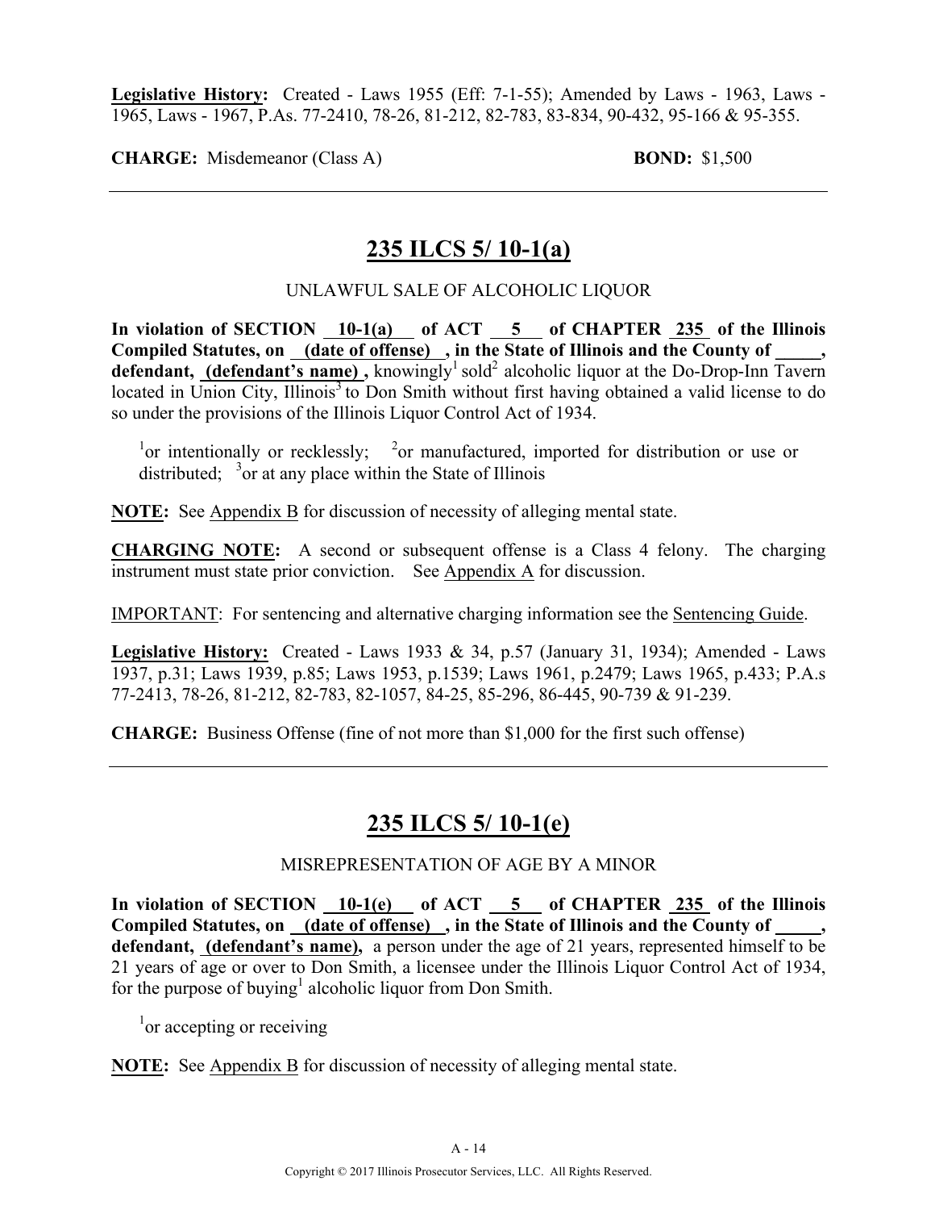**Legislative History:** Created - Laws 1955 (Eff: 7-1-55); Amended by Laws - 1963, Laws - 1965, Laws - 1967, P.As. 77-2410, 78-26, 81-212, 82-783, 83-834, 90-432, 95-166 & 95-355.

**CHARGE:** Misdemeanor (Class A) **BOND:** $1,500

---

## 235 ILCS 5/ 10-1(a)

UNLAWFUL SALE OF ALCOHOLIC LIQUOR

**In violation of SECTION 10-1(a) of ACT 5 of CHAPTER 235 of the Illinois Compiled Statutes, on (date of offense), in the State of Illinois and the County of _____, defendant, (defendant's name),** knowingly[1] sold[2] alcoholic liquor at the Do-Drop-Inn Tavern located in Union City, Illinois[3] to Don Smith without first having obtained a valid license to do so under the provisions of the Illinois Liquor Control Act of 1934.

[1]or intentionally or recklessly; [2]or manufactured, imported for distribution or use or distributed; [3]or at any place within the State of Illinois

**NOTE:** See Appendix B for discussion of necessity of alleging mental state.

**CHARGING NOTE:** A second or subsequent offense is a Class 4 felony. The charging instrument must state prior conviction. See Appendix A for discussion.

IMPORTANT: For sentencing and alternative charging information see the Sentencing Guide.

**Legislative History:** Created - Laws 1933 & 34, p.57 (January 31, 1934); Amended - Laws 1937, p.31; Laws 1939, p.85; Laws 1953, p.1539; Laws 1961, p.2479; Laws 1965, p.433; P.A.s 77-2413, 78-26, 81-212, 82-783, 82-1057, 84-25, 85-296, 86-445, 90-739 & 91-239.

**CHARGE:** Business Offense (fine of not more than $1,000 for the first such offense)

---

## 235 ILCS 5/ 10-1(e)

MISREPRESENTATION OF AGE BY A MINOR

**In violation of SECTION 10-1(e) of ACT 5 of CHAPTER 235 of the Illinois Compiled Statutes, on (date of offense), in the State of Illinois and the County of _____, defendant, (defendant's name),** a person under the age of 21 years, represented himself to be 21 years of age or over to Don Smith, a licensee under the Illinois Liquor Control Act of 1934, for the purpose of buying[1] alcoholic liquor from Don Smith.

[1]or accepting or receiving

**NOTE:** See Appendix B for discussion of necessity of alleging mental state.

Copyright © 2017 Illinois Prosecutor Services, LLC. All Rights Reserved.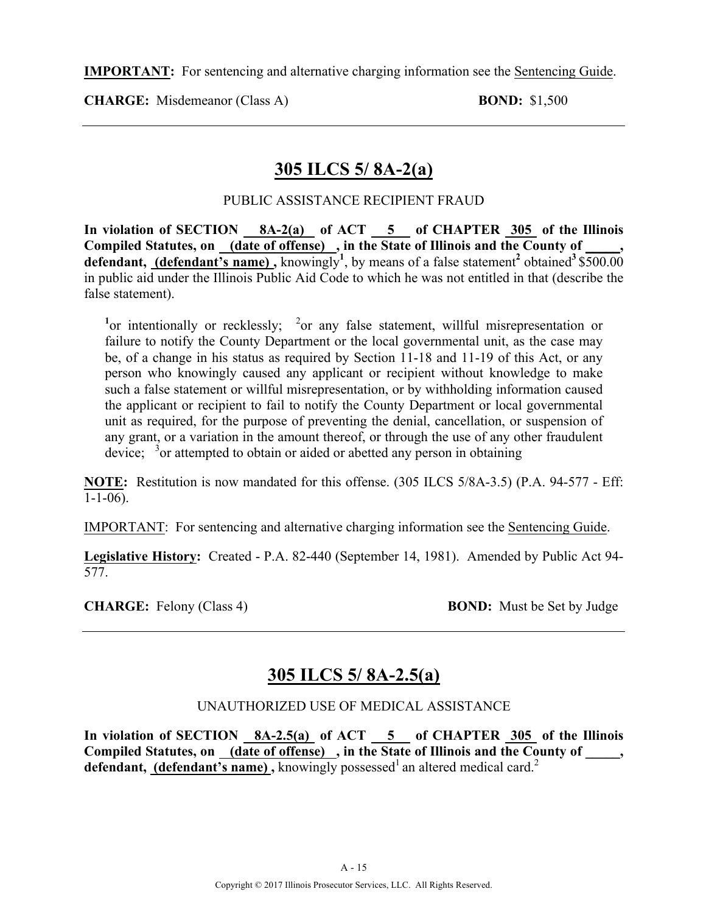**IMPORTANT:** For sentencing and alternative charging information see the Sentencing Guide.

**CHARGE:** Misdemeanor (Class A) **BOND:** $1,500

---

## 305 ILCS 5/ 8A-2(a)

PUBLIC ASSISTANCE RECIPIENT FRAUD

**In violation of SECTION 8A-2(a) of ACT 5 of CHAPTER 305 of the Illinois Compiled Statutes, on (date of offense) , in the State of Illinois and the County of \_\_\_\_\_, defendant, (defendant's name) ,** knowingly[1], by means of a false statement[2] obtained[3] $500.00 in public aid under the Illinois Public Aid Code to which he was not entitled in that (describe the false statement).

> [1]or intentionally or recklessly; [2]or any false statement, willful misrepresentation or failure to notify the County Department or the local governmental unit, as the case may be, of a change in his status as required by Section 11-18 and 11-19 of this Act, or any person who knowingly caused any applicant or recipient without knowledge to make such a false statement or willful misrepresentation, or by withholding information caused the applicant or recipient to fail to notify the County Department or local governmental unit as required, for the purpose of preventing the denial, cancellation, or suspension of any grant, or a variation in the amount thereof, or through the use of any other fraudulent device; [3]or attempted to obtain or aided or abetted any person in obtaining

**NOTE:** Restitution is now mandated for this offense. (305 ILCS 5/8A-3.5) (P.A. 94-577 - Eff: 1-1-06).

IMPORTANT: For sentencing and alternative charging information see the Sentencing Guide.

**Legislative History:** Created - P.A. 82-440 (September 14, 1981). Amended by Public Act 94-577.

**CHARGE:** Felony (Class 4) **BOND:** Must be Set by Judge

---

## 305 ILCS 5/ 8A-2.5(a)

UNAUTHORIZED USE OF MEDICAL ASSISTANCE

**In violation of SECTION 8A-2.5(a) of ACT 5 of CHAPTER 305 of the Illinois Compiled Statutes, on (date of offense) , in the State of Illinois and the County of \_\_\_\_\_, defendant, (defendant's name) ,** knowingly possessed[1] an altered medical card.[2]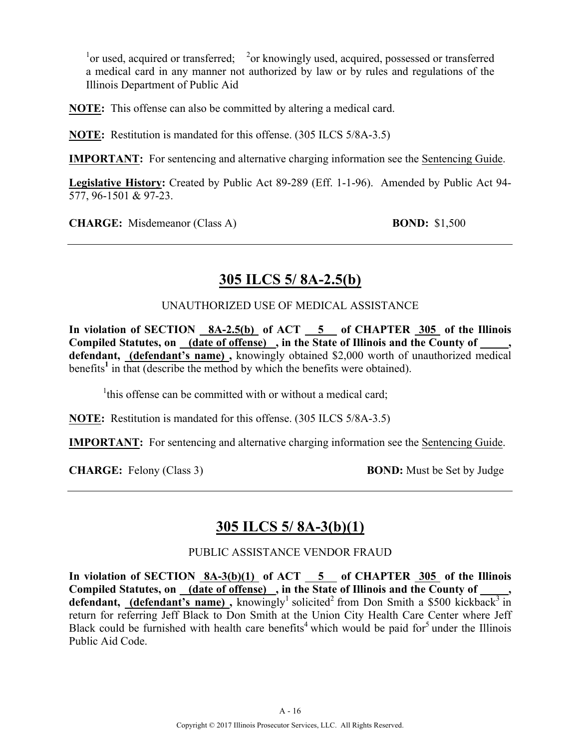[1]or used, acquired or transferred; [2]or knowingly used, acquired, possessed or transferred a medical card in any manner not authorized by law or by rules and regulations of the Illinois Department of Public Aid

**NOTE:** This offense can also be committed by altering a medical card.

**NOTE:** Restitution is mandated for this offense. (305 ILCS 5/8A-3.5)

**IMPORTANT:** For sentencing and alternative charging information see the Sentencing Guide.

**Legislative History:** Created by Public Act 89-289 (Eff. 1-1-96). Amended by Public Act 94-577, 96-1501 & 97-23.

**CHARGE:** Misdemeanor (Class A) **BOND:** $1,500

---

## 305 ILCS 5/ 8A-2.5(b)

UNAUTHORIZED USE OF MEDICAL ASSISTANCE

**In violation of SECTION 8A-2.5(b) of ACT 5 of CHAPTER 305 of the Illinois Compiled Statutes, on (date of offense) , in the State of Illinois and the County of _____, defendant, (defendant's name) ,** knowingly obtained $2,000 worth of unauthorized medical benefits[1] in that (describe the method by which the benefits were obtained).

[1]this offense can be committed with or without a medical card;

**NOTE:** Restitution is mandated for this offense. (305 ILCS 5/8A-3.5)

**IMPORTANT:** For sentencing and alternative charging information see the Sentencing Guide.

**CHARGE:** Felony (Class 3) **BOND:** Must be Set by Judge

---

## 305 ILCS 5/ 8A-3(b)(1)

PUBLIC ASSISTANCE VENDOR FRAUD

**In violation of SECTION 8A-3(b)(1) of ACT 5 of CHAPTER 305 of the Illinois Compiled Statutes, on (date of offense) , in the State of Illinois and the County of _____, defendant, (defendant's name) ,** knowingly[1] solicited[2] from Don Smith a $500 kickback[3] in return for referring Jeff Black to Don Smith at the Union City Health Care Center where Jeff Black could be furnished with health care benefits[4] which would be paid for[5] under the Illinois Public Aid Code.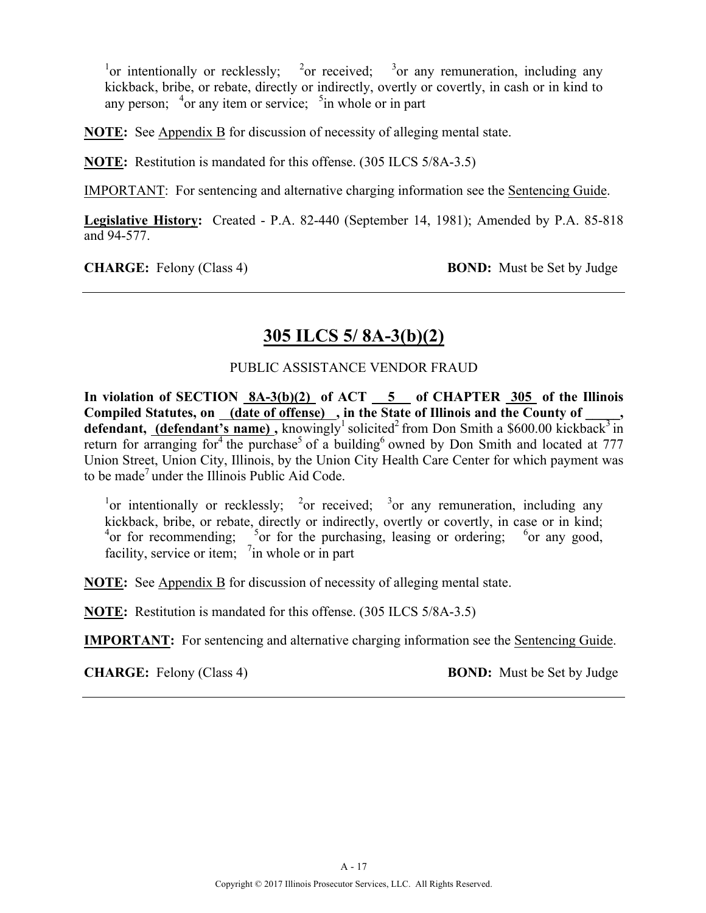[1]or intentionally or recklessly; [2]or received; [3]or any remuneration, including any kickback, bribe, or rebate, directly or indirectly, overtly or covertly, in cash or in kind to any person; [4]or any item or service; [5]in whole or in part

**NOTE:** See Appendix B for discussion of necessity of alleging mental state.

**NOTE:** Restitution is mandated for this offense. (305 ILCS 5/8A-3.5)

IMPORTANT: For sentencing and alternative charging information see the Sentencing Guide.

**Legislative History:** Created - P.A. 82-440 (September 14, 1981); Amended by P.A. 85-818 and 94-577.

**CHARGE:** Felony (Class 4) **BOND:** Must be Set by Judge

---

## 305 ILCS 5/ 8A-3(b)(2)

PUBLIC ASSISTANCE VENDOR FRAUD

**In violation of SECTION 8A-3(b)(2) of ACT 5 of CHAPTER 305 of the Illinois Compiled Statutes, on (date of offense) , in the State of Illinois and the County of \_\_\_\_\_, defendant, (defendant's name) ,** knowingly[1] solicited[2] from Don Smith a $600.00 kickback[3] in return for arranging for[4] the purchase[5] of a building[6] owned by Don Smith and located at 777 Union Street, Union City, Illinois, by the Union City Health Care Center for which payment was to be made[7] under the Illinois Public Aid Code.

[1]or intentionally or recklessly; [2]or received; [3]or any remuneration, including any kickback, bribe, or rebate, directly or indirectly, overtly or covertly, in case or in kind; [4]or for recommending; [5]or for the purchasing, leasing or ordering; [6]or any good, facility, service or item; [7]in whole or in part

**NOTE:** See Appendix B for discussion of necessity of alleging mental state.

**NOTE:** Restitution is mandated for this offense. (305 ILCS 5/8A-3.5)

**IMPORTANT:** For sentencing and alternative charging information see the Sentencing Guide.

**CHARGE:** Felony (Class 4) **BOND:** Must be Set by Judge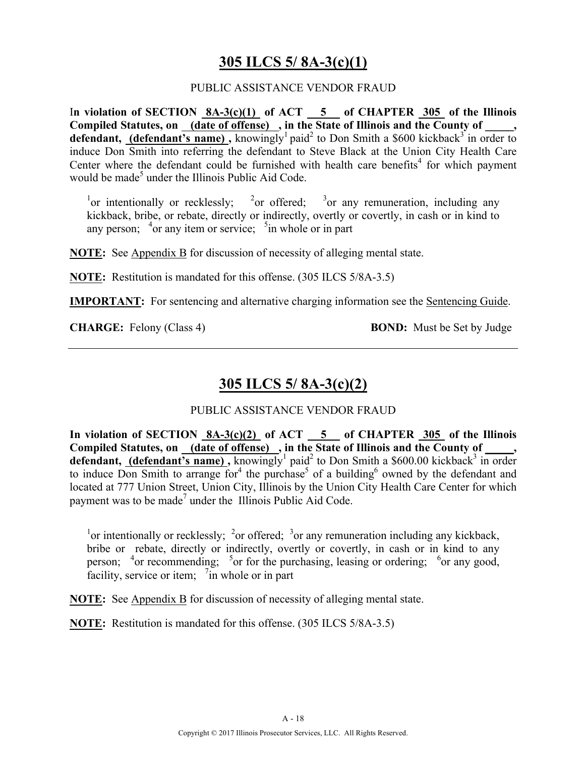## 305 ILCS 5/ 8A-3(c)(1)

PUBLIC ASSISTANCE VENDOR FRAUD

**In violation of SECTION 8A-3(c)(1) of ACT 5 of CHAPTER 305 of the Illinois Compiled Statutes, on (date of offense), in the State of Illinois and the County of _____, defendant, (defendant's name),** knowingly[1] paid[2] to Don Smith a $600 kickback[3] in order to induce Don Smith into referring the defendant to Steve Black at the Union City Health Care Center where the defendant could be furnished with health care benefits[4] for which payment would be made[5] under the Illinois Public Aid Code.

[1]or intentionally or recklessly; [2]or offered; [3]or any remuneration, including any kickback, bribe, or rebate, directly or indirectly, overtly or covertly, in cash or in kind to any person; [4]or any item or service; [5]in whole or in part

**NOTE:** See Appendix B for discussion of necessity of alleging mental state.

**NOTE:** Restitution is mandated for this offense. (305 ILCS 5/8A-3.5)

**IMPORTANT:** For sentencing and alternative charging information see the Sentencing Guide.

**CHARGE:** Felony (Class 4) **BOND:** Must be Set by Judge

---

## 305 ILCS 5/ 8A-3(c)(2)

PUBLIC ASSISTANCE VENDOR FRAUD

**In violation of SECTION 8A-3(c)(2) of ACT 5 of CHAPTER 305 of the Illinois Compiled Statutes, on (date of offense), in the State of Illinois and the County of _____, defendant, (defendant's name),** knowingly[1] paid[2] to Don Smith a $600.00 kickback[3] in order to induce Don Smith to arrange for[4] the purchase[5] of a building[6] owned by the defendant and located at 777 Union Street, Union City, Illinois by the Union City Health Care Center for which payment was to be made[7] under the Illinois Public Aid Code.

[1]or intentionally or recklessly; [2]or offered; [3]or any remuneration including any kickback, bribe or rebate, directly or indirectly, overtly or covertly, in cash or in kind to any person; [4]or recommending; [5]or for the purchasing, leasing or ordering; [6]or any good, facility, service or item; [7]in whole or in part

**NOTE:** See Appendix B for discussion of necessity of alleging mental state.

**NOTE:** Restitution is mandated for this offense. (305 ILCS 5/8A-3.5)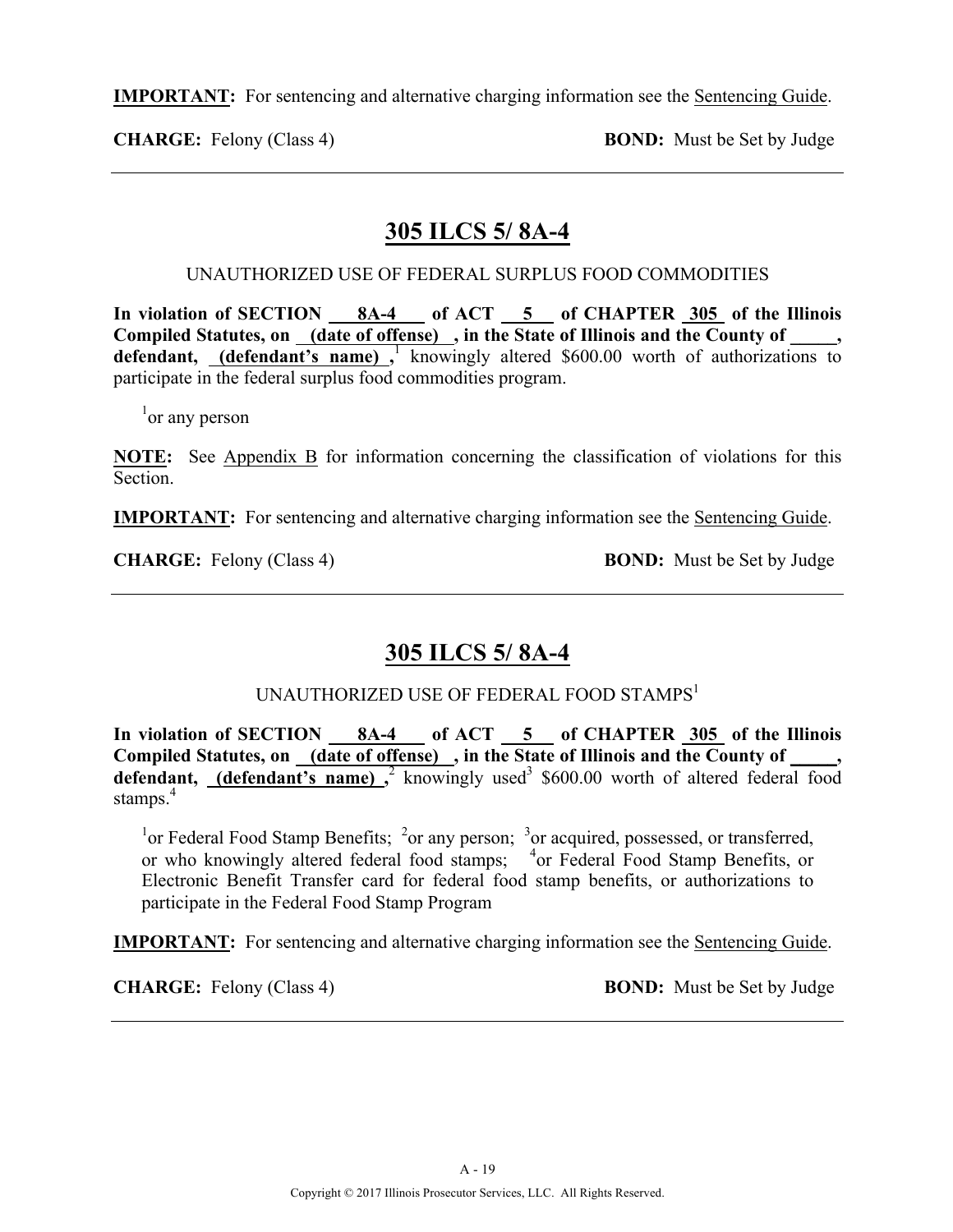**IMPORTANT:** For sentencing and alternative charging information see the Sentencing Guide.

**CHARGE:** Felony (Class 4) **BOND:** Must be Set by Judge

---

## 305 ILCS 5/ 8A-4

UNAUTHORIZED USE OF FEDERAL SURPLUS FOOD COMMODITIES

**In violation of SECTION 8A-4 of ACT 5 of CHAPTER 305 of the Illinois Compiled Statutes, on (date of offense) , in the State of Illinois and the County of _____, defendant, (defendant's name) ,**[1] knowingly altered $600.00 worth of authorizations to participate in the federal surplus food commodities program.

[1]or any person

**NOTE:** See Appendix B for information concerning the classification of violations for this Section.

**IMPORTANT:** For sentencing and alternative charging information see the Sentencing Guide.

**CHARGE:** Felony (Class 4) **BOND:** Must be Set by Judge

---

## 305 ILCS 5/ 8A-4

UNAUTHORIZED USE OF FEDERAL FOOD STAMPS[1]

**In violation of SECTION 8A-4 of ACT 5 of CHAPTER 305 of the Illinois Compiled Statutes, on (date of offense) , in the State of Illinois and the County of _____, defendant, (defendant's name) ,**[2] knowingly used[3] $600.00 worth of altered federal food stamps.[4]

[1]or Federal Food Stamp Benefits; [2]or any person; [3]or acquired, possessed, or transferred, or who knowingly altered federal food stamps; [4]or Federal Food Stamp Benefits, or Electronic Benefit Transfer card for federal food stamp benefits, or authorizations to participate in the Federal Food Stamp Program

**IMPORTANT:** For sentencing and alternative charging information see the Sentencing Guide.

**CHARGE:** Felony (Class 4) **BOND:** Must be Set by Judge

---

A - 19

Copyright © 2017 Illinois Prosecutor Services, LLC. All Rights Reserved.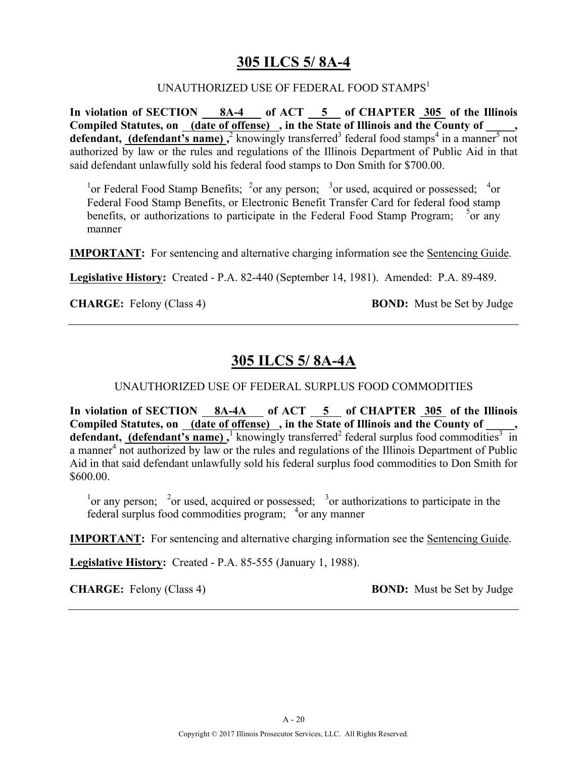## 305 ILCS 5/ 8A-4

UNAUTHORIZED USE OF FEDERAL FOOD STAMPS[1]

**In violation of SECTION 8A-4 of ACT 5 of CHAPTER 305 of the Illinois Compiled Statutes, on (date of offense), in the State of Illinois and the County of \_\_\_\_\_, defendant, (defendant's name),**[2] knowingly transferred[3] federal food stamps[4] in a manner[5] not authorized by law or the rules and regulations of the Illinois Department of Public Aid in that said defendant unlawfully sold his federal food stamps to Don Smith for $700.00.

[1]or Federal Food Stamp Benefits; [2]or any person; [3]or used, acquired or possessed; [4]or Federal Food Stamp Benefits, or Electronic Benefit Transfer Card for federal food stamp benefits, or authorizations to participate in the Federal Food Stamp Program; [5]or any manner

**IMPORTANT:** For sentencing and alternative charging information see the Sentencing Guide.

**Legislative History:** Created - P.A. 82-440 (September 14, 1981). Amended: P.A. 89-489.

**CHARGE:** Felony (Class 4) **BOND:** Must be Set by Judge

---

## 305 ILCS 5/ 8A-4A

UNAUTHORIZED USE OF FEDERAL SURPLUS FOOD COMMODITIES

**In violation of SECTION 8A-4A of ACT 5 of CHAPTER 305 of the Illinois Compiled Statutes, on (date of offense), in the State of Illinois and the County of \_\_\_\_\_, defendant, (defendant's name),**[1] knowingly transferred[2] federal surplus food commodities[3] in a manner[4] not authorized by law or the rules and regulations of the Illinois Department of Public Aid in that said defendant unlawfully sold his federal surplus food commodities to Don Smith for $600.00.

[1]or any person; [2]or used, acquired or possessed; [3]or authorizations to participate in the federal surplus food commodities program; [4]or any manner

**IMPORTANT:** For sentencing and alternative charging information see the Sentencing Guide.

**Legislative History:** Created - P.A. 85-555 (January 1, 1988).

**CHARGE:** Felony (Class 4) **BOND:** Must be Set by Judge

---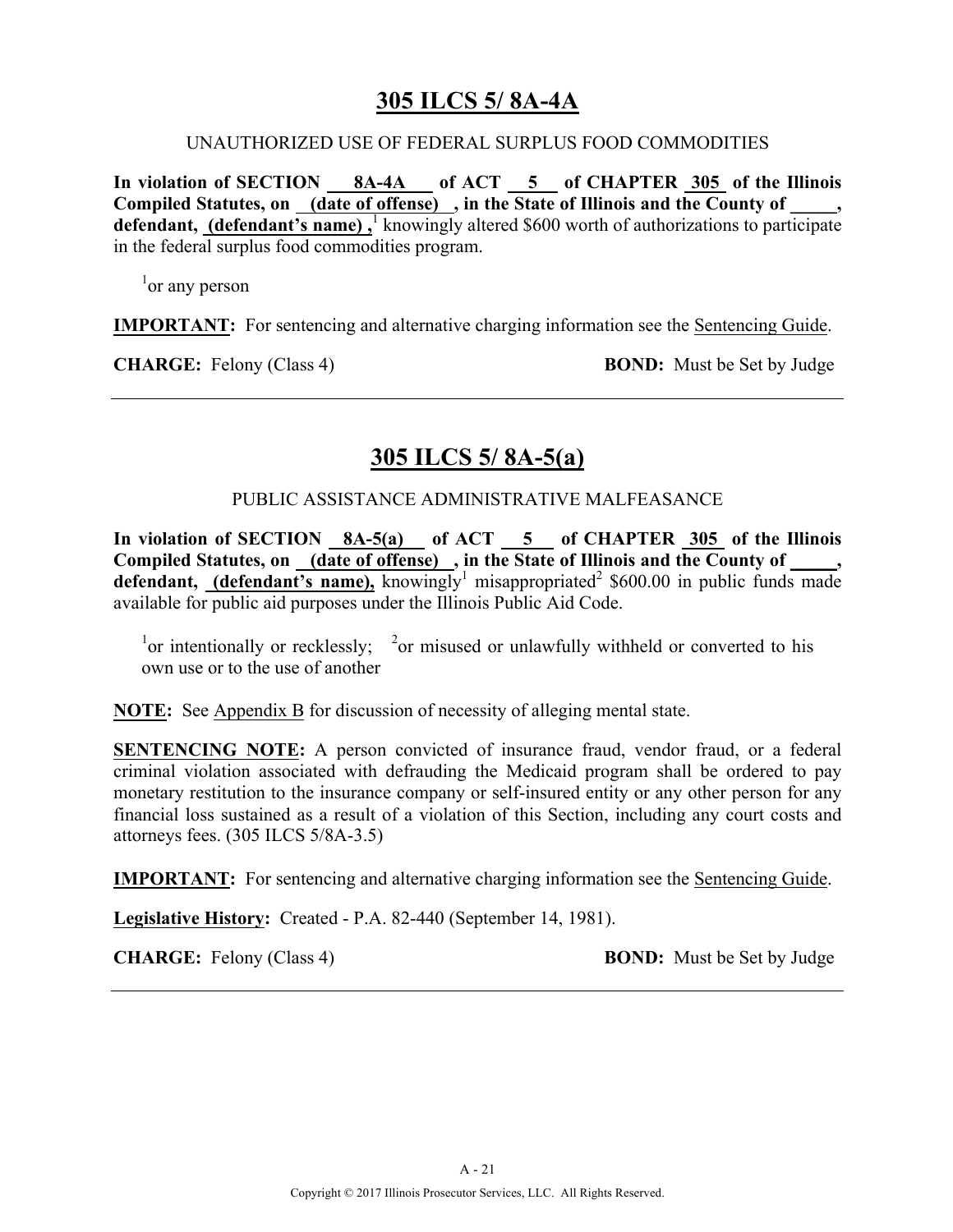## 305 ILCS 5/ 8A-4A

UNAUTHORIZED USE OF FEDERAL SURPLUS FOOD COMMODITIES

**In violation of SECTION 8A-4A of ACT 5 of CHAPTER 305 of the Illinois Compiled Statutes, on (date of offense), in the State of Illinois and the County of _____, defendant, (defendant's name),**[1] knowingly altered $600 worth of authorizations to participate in the federal surplus food commodities program.

[1]or any person

**IMPORTANT:** For sentencing and alternative charging information see the Sentencing Guide.

**CHARGE:** Felony (Class 4) **BOND:** Must be Set by Judge

---

## 305 ILCS 5/ 8A-5(a)

PUBLIC ASSISTANCE ADMINISTRATIVE MALFEASANCE

**In violation of SECTION 8A-5(a) of ACT 5 of CHAPTER 305 of the Illinois Compiled Statutes, on (date of offense), in the State of Illinois and the County of _____, defendant, (defendant's name),** knowingly[1] misappropriated[2] $600.00 in public funds made available for public aid purposes under the Illinois Public Aid Code.

[1]or intentionally or recklessly; [2]or misused or unlawfully withheld or converted to his own use or to the use of another

**NOTE:** See Appendix B for discussion of necessity of alleging mental state.

**SENTENCING NOTE:** A person convicted of insurance fraud, vendor fraud, or a federal criminal violation associated with defrauding the Medicaid program shall be ordered to pay monetary restitution to the insurance company or self-insured entity or any other person for any financial loss sustained as a result of a violation of this Section, including any court costs and attorneys fees. (305 ILCS 5/8A-3.5)

**IMPORTANT:** For sentencing and alternative charging information see the Sentencing Guide.

**Legislative History:** Created - P.A. 82-440 (September 14, 1981).

**CHARGE:** Felony (Class 4) **BOND:** Must be Set by Judge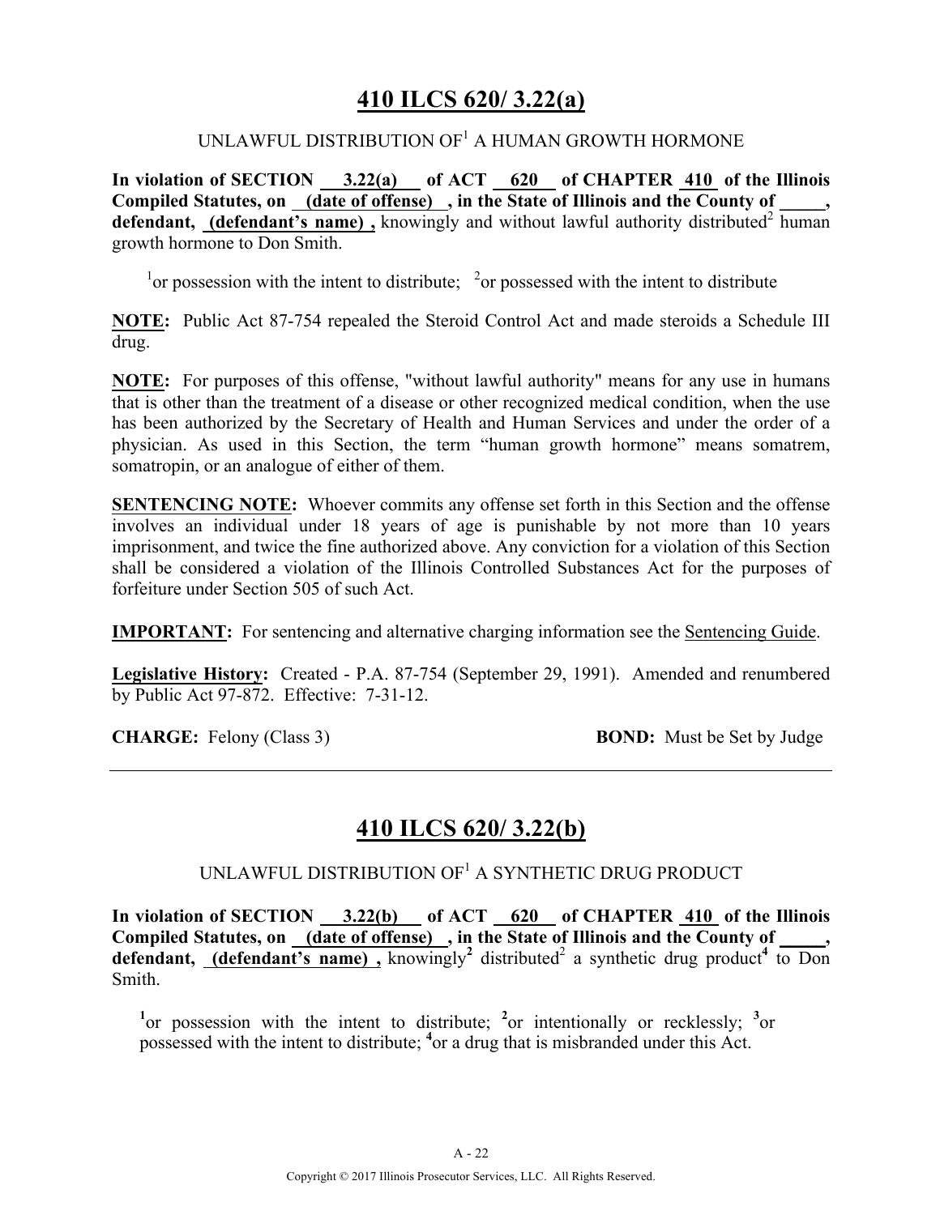# 410 ILCS 620/ 3.22(a)

UNLAWFUL DISTRIBUTION OF[1] A HUMAN GROWTH HORMONE

**In violation of SECTION 3.22(a) of ACT 620 of CHAPTER 410 of the Illinois Compiled Statutes, on (date of offense) , in the State of Illinois and the County of \_\_\_\_\_, defendant, (defendant's name) ,** knowingly and without lawful authority distributed[2] human growth hormone to Don Smith.

[1]or possession with the intent to distribute; [2]or possessed with the intent to distribute

**NOTE:** Public Act 87-754 repealed the Steroid Control Act and made steroids a Schedule III drug.

**NOTE:** For purposes of this offense, "without lawful authority" means for any use in humans that is other than the treatment of a disease or other recognized medical condition, when the use has been authorized by the Secretary of Health and Human Services and under the order of a physician. As used in this Section, the term "human growth hormone" means somatrem, somatropin, or an analogue of either of them.

**SENTENCING NOTE:** Whoever commits any offense set forth in this Section and the offense involves an individual under 18 years of age is punishable by not more than 10 years imprisonment, and twice the fine authorized above. Any conviction for a violation of this Section shall be considered a violation of the Illinois Controlled Substances Act for the purposes of forfeiture under Section 505 of such Act.

**IMPORTANT:** For sentencing and alternative charging information see the Sentencing Guide.

**Legislative History:** Created - P.A. 87-754 (September 29, 1991). Amended and renumbered by Public Act 97-872. Effective: 7-31-12.

**CHARGE:** Felony (Class 3) **BOND:** Must be Set by Judge

---

# 410 ILCS 620/ 3.22(b)

UNLAWFUL DISTRIBUTION OF[1] A SYNTHETIC DRUG PRODUCT

**In violation of SECTION 3.22(b) of ACT 620 of CHAPTER 410 of the Illinois Compiled Statutes, on (date of offense) , in the State of Illinois and the County of \_\_\_\_\_, defendant, (defendant's name) ,** knowingly[2] distributed[2] a synthetic drug product[4] to Don Smith.

[1]or possession with the intent to distribute; [2]or intentionally or recklessly; [3]or possessed with the intent to distribute; [4]or a drug that is misbranded under this Act.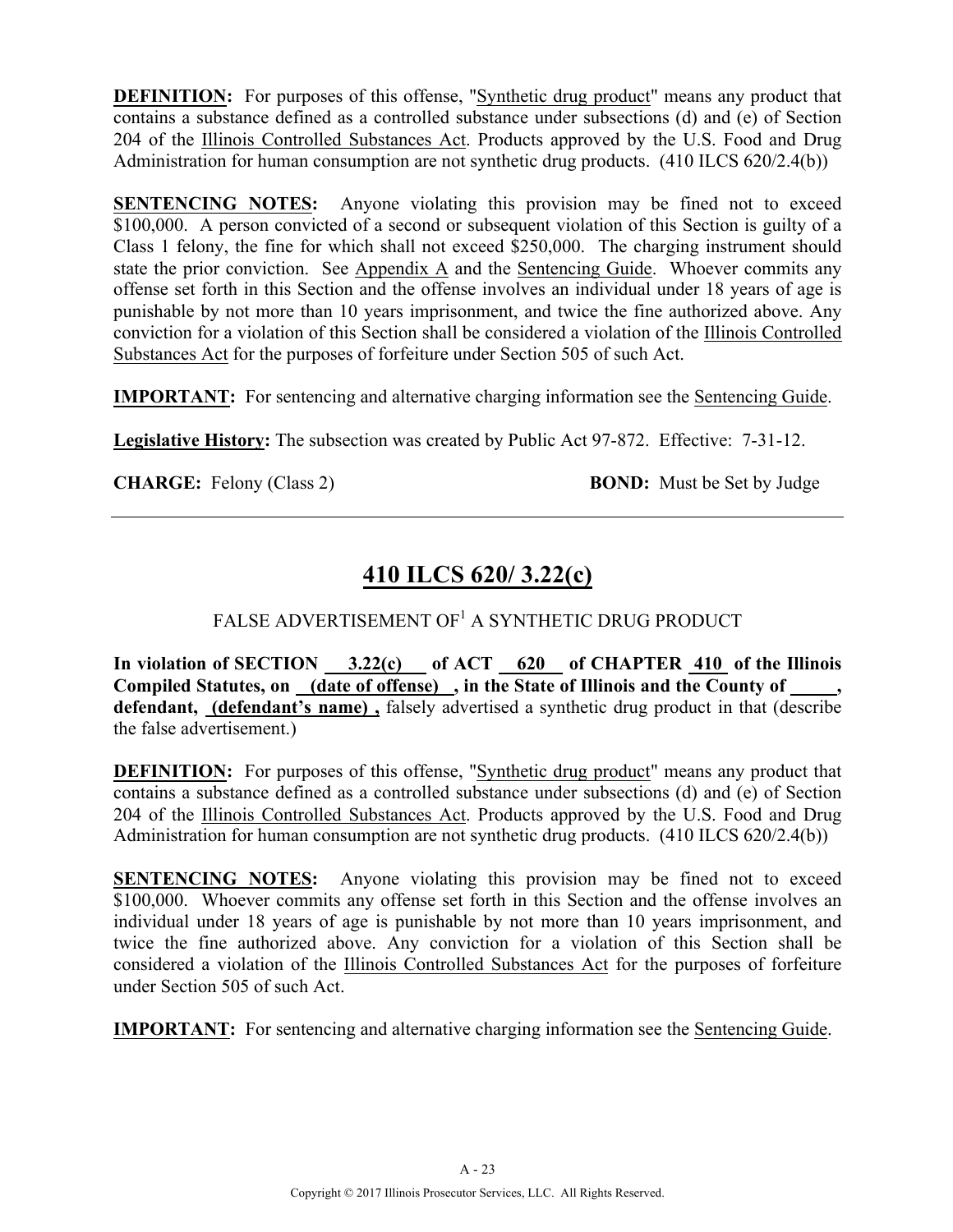**DEFINITION:** For purposes of this offense, "Synthetic drug product" means any product that contains a substance defined as a controlled substance under subsections (d) and (e) of Section 204 of the Illinois Controlled Substances Act. Products approved by the U.S. Food and Drug Administration for human consumption are not synthetic drug products. (410 ILCS 620/2.4(b))

**SENTENCING NOTES:** Anyone violating this provision may be fined not to exceed \$100,000. A person convicted of a second or subsequent violation of this Section is guilty of a Class 1 felony, the fine for which shall not exceed \$250,000. The charging instrument should state the prior conviction. See Appendix A and the Sentencing Guide. Whoever commits any offense set forth in this Section and the offense involves an individual under 18 years of age is punishable by not more than 10 years imprisonment, and twice the fine authorized above. Any conviction for a violation of this Section shall be considered a violation of the Illinois Controlled Substances Act for the purposes of forfeiture under Section 505 of such Act.

**IMPORTANT:** For sentencing and alternative charging information see the Sentencing Guide.

**Legislative History:** The subsection was created by Public Act 97-872. Effective: 7-31-12.

**CHARGE:** Felony (Class 2) **BOND:** Must be Set by Judge

---

## 410 ILCS 620/ 3.22(c)

FALSE ADVERTISEMENT OF[1] A SYNTHETIC DRUG PRODUCT

**In violation of SECTION 3.22(c) of ACT 620 of CHAPTER 410 of the Illinois Compiled Statutes, on (date of offense) , in the State of Illinois and the County of \_\_\_\_\_, defendant, (defendant's name) ,** falsely advertised a synthetic drug product in that (describe the false advertisement.)

**DEFINITION:** For purposes of this offense, "Synthetic drug product" means any product that contains a substance defined as a controlled substance under subsections (d) and (e) of Section 204 of the Illinois Controlled Substances Act. Products approved by the U.S. Food and Drug Administration for human consumption are not synthetic drug products. (410 ILCS 620/2.4(b))

**SENTENCING NOTES:** Anyone violating this provision may be fined not to exceed \$100,000. Whoever commits any offense set forth in this Section and the offense involves an individual under 18 years of age is punishable by not more than 10 years imprisonment, and twice the fine authorized above. Any conviction for a violation of this Section shall be considered a violation of the Illinois Controlled Substances Act for the purposes of forfeiture under Section 505 of such Act.

**IMPORTANT:** For sentencing and alternative charging information see the Sentencing Guide.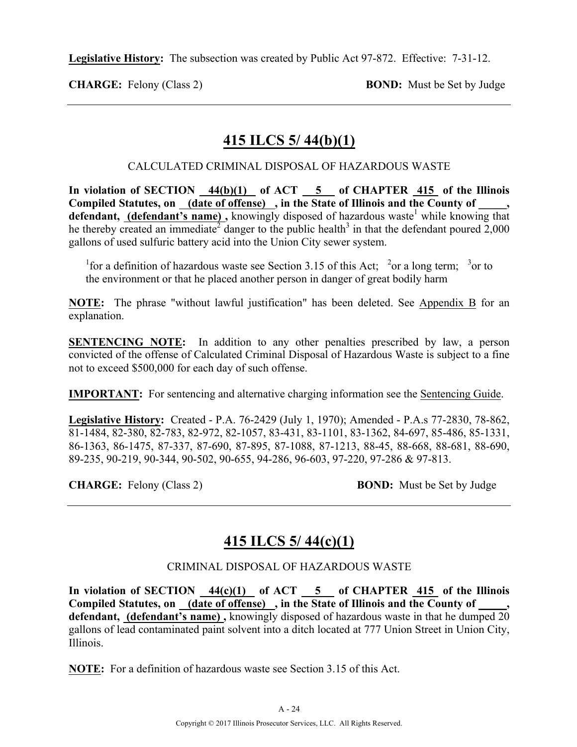**Legislative History:** The subsection was created by Public Act 97-872. Effective: 7-31-12.

**CHARGE:** Felony (Class 2) **BOND:** Must be Set by Judge

---

## 415 ILCS 5/ 44(b)(1)

CALCULATED CRIMINAL DISPOSAL OF HAZARDOUS WASTE

**In violation of SECTION 44(b)(1) of ACT 5 of CHAPTER 415 of the Illinois Compiled Statutes, on (date of offense) , in the State of Illinois and the County of _____, defendant, (defendant's name) ,** knowingly disposed of hazardous waste[1] while knowing that he thereby created an immediate[2] danger to the public health[3] in that the defendant poured 2,000 gallons of used sulfuric battery acid into the Union City sewer system.

[1]for a definition of hazardous waste see Section 3.15 of this Act; [2]or a long term; [3]or to the environment or that he placed another person in danger of great bodily harm

**NOTE:** The phrase "without lawful justification" has been deleted. See Appendix B for an explanation.

**SENTENCING NOTE:** In addition to any other penalties prescribed by law, a person convicted of the offense of Calculated Criminal Disposal of Hazardous Waste is subject to a fine not to exceed $500,000 for each day of such offense.

**IMPORTANT:** For sentencing and alternative charging information see the Sentencing Guide.

**Legislative History:** Created - P.A. 76-2429 (July 1, 1970); Amended - P.A.s 77-2830, 78-862, 81-1484, 82-380, 82-783, 82-972, 82-1057, 83-431, 83-1101, 83-1362, 84-697, 85-486, 85-1331, 86-1363, 86-1475, 87-337, 87-690, 87-895, 87-1088, 87-1213, 88-45, 88-668, 88-681, 88-690, 89-235, 90-219, 90-344, 90-502, 90-655, 94-286, 96-603, 97-220, 97-286 & 97-813.

**CHARGE:** Felony (Class 2) **BOND:** Must be Set by Judge

---

## 415 ILCS 5/ 44(c)(1)

CRIMINAL DISPOSAL OF HAZARDOUS WASTE

**In violation of SECTION 44(c)(1) of ACT 5 of CHAPTER 415 of the Illinois Compiled Statutes, on (date of offense) , in the State of Illinois and the County of _____, defendant, (defendant's name) ,** knowingly disposed of hazardous waste in that he dumped 20 gallons of lead contaminated paint solvent into a ditch located at 777 Union Street in Union City, Illinois.

**NOTE:** For a definition of hazardous waste see Section 3.15 of this Act.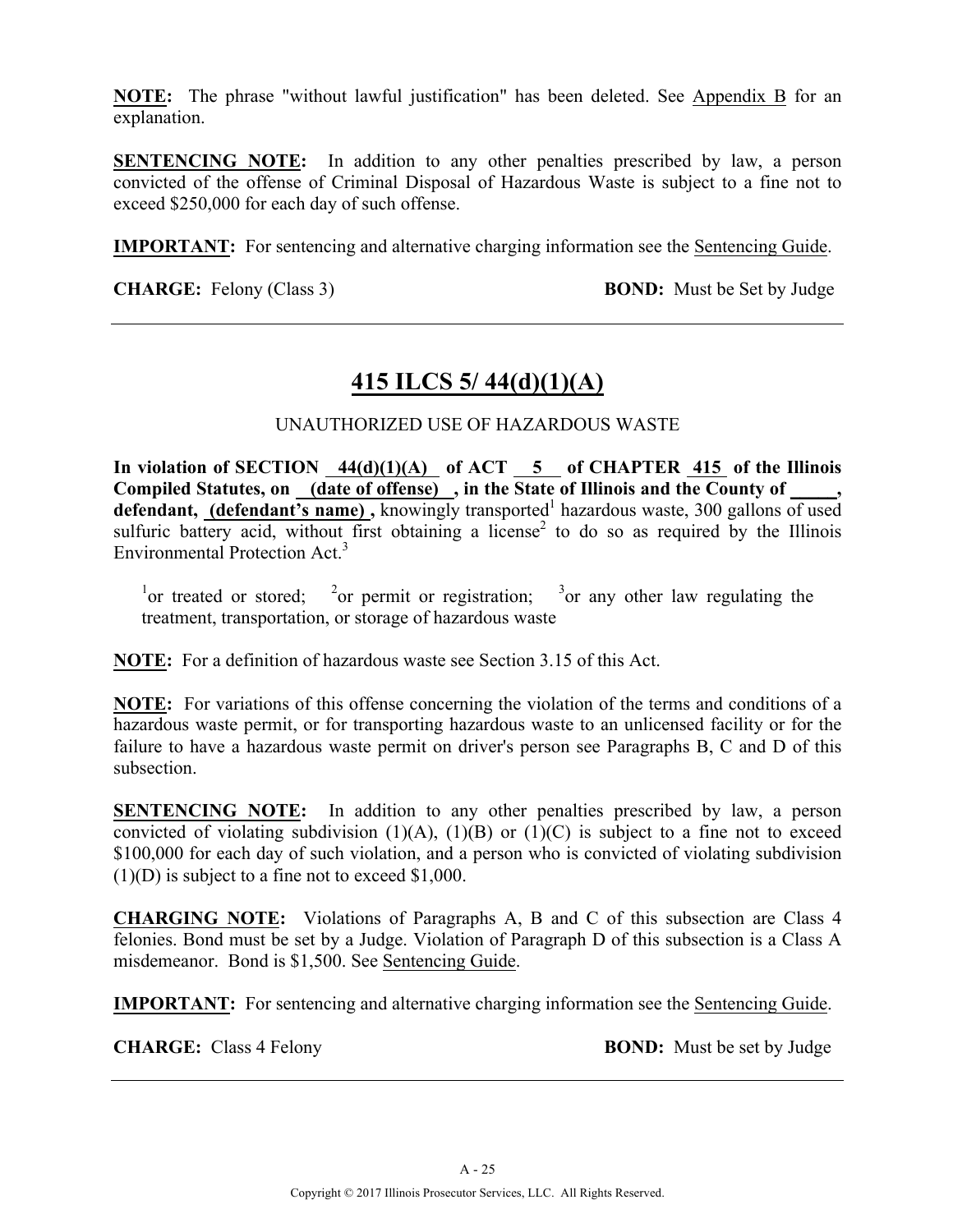**NOTE:** The phrase "without lawful justification" has been deleted. See Appendix B for an explanation.

**SENTENCING NOTE:** In addition to any other penalties prescribed by law, a person convicted of the offense of Criminal Disposal of Hazardous Waste is subject to a fine not to exceed $250,000 for each day of such offense.

**IMPORTANT:** For sentencing and alternative charging information see the Sentencing Guide.

**CHARGE:** Felony (Class 3) **BOND:** Must be Set by Judge

---

## 415 ILCS 5/ 44(d)(1)(A)

UNAUTHORIZED USE OF HAZARDOUS WASTE

**In violation of SECTION 44(d)(1)(A) of ACT 5 of CHAPTER 415 of the Illinois Compiled Statutes, on (date of offense) , in the State of Illinois and the County of _____, defendant, (defendant's name) ,** knowingly transported[1] hazardous waste, 300 gallons of used sulfuric battery acid, without first obtaining a license[2] to do so as required by the Illinois Environmental Protection Act.[3]

[1]or treated or stored; [2]or permit or registration; [3]or any other law regulating the treatment, transportation, or storage of hazardous waste

**NOTE:** For a definition of hazardous waste see Section 3.15 of this Act.

**NOTE:** For variations of this offense concerning the violation of the terms and conditions of a hazardous waste permit, or for transporting hazardous waste to an unlicensed facility or for the failure to have a hazardous waste permit on driver's person see Paragraphs B, C and D of this subsection.

**SENTENCING NOTE:** In addition to any other penalties prescribed by law, a person convicted of violating subdivision (1)(A), (1)(B) or (1)(C) is subject to a fine not to exceed $100,000 for each day of such violation, and a person who is convicted of violating subdivision (1)(D) is subject to a fine not to exceed $1,000.

**CHARGING NOTE:** Violations of Paragraphs A, B and C of this subsection are Class 4 felonies. Bond must be set by a Judge. Violation of Paragraph D of this subsection is a Class A misdemeanor. Bond is $1,500. See Sentencing Guide.

**IMPORTANT:** For sentencing and alternative charging information see the Sentencing Guide.

**CHARGE:** Class 4 Felony **BOND:** Must be set by Judge

---

Copyright © 2017 Illinois Prosecutor Services, LLC. All Rights Reserved.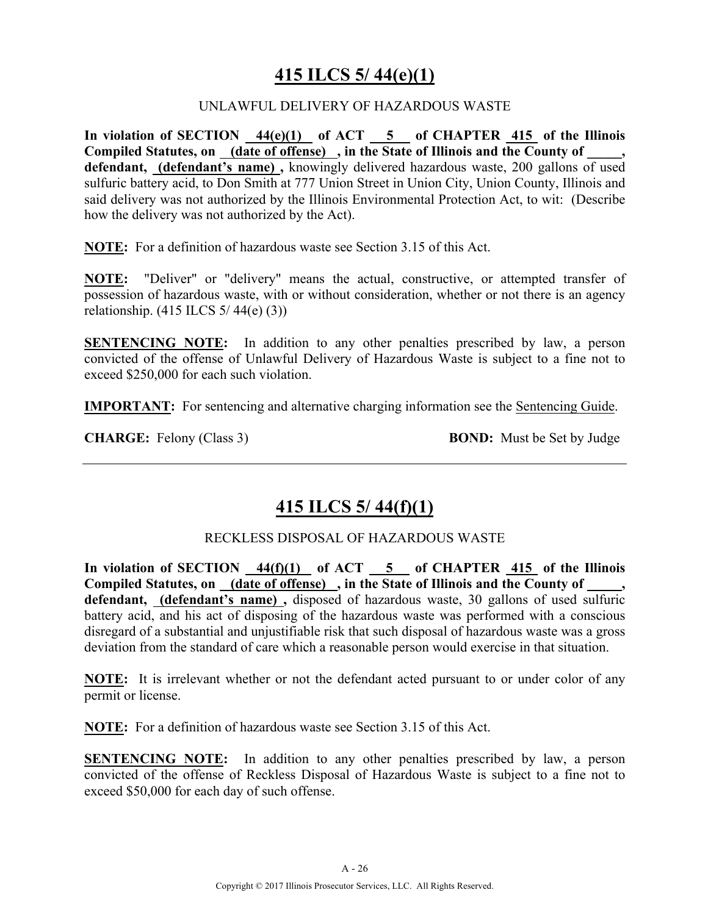## 415 ILCS 5/ 44(e)(1)

UNLAWFUL DELIVERY OF HAZARDOUS WASTE

**In violation of SECTION 44(e)(1) of ACT 5 of CHAPTER 415 of the Illinois Compiled Statutes, on (date of offense) , in the State of Illinois and the County of \_\_\_\_\_, defendant, (defendant's name) ,** knowingly delivered hazardous waste, 200 gallons of used sulfuric battery acid, to Don Smith at 777 Union Street in Union City, Union County, Illinois and said delivery was not authorized by the Illinois Environmental Protection Act, to wit: (Describe how the delivery was not authorized by the Act).

**NOTE:** For a definition of hazardous waste see Section 3.15 of this Act.

**NOTE:** "Deliver" or "delivery" means the actual, constructive, or attempted transfer of possession of hazardous waste, with or without consideration, whether or not there is an agency relationship. (415 ILCS 5/ 44(e) (3))

**SENTENCING NOTE:** In addition to any other penalties prescribed by law, a person convicted of the offense of Unlawful Delivery of Hazardous Waste is subject to a fine not to exceed $250,000 for each such violation.

**IMPORTANT:** For sentencing and alternative charging information see the Sentencing Guide.

**CHARGE:** Felony (Class 3) **BOND:** Must be Set by Judge

---

## 415 ILCS 5/ 44(f)(1)

RECKLESS DISPOSAL OF HAZARDOUS WASTE

**In violation of SECTION 44(f)(1) of ACT 5 of CHAPTER 415 of the Illinois Compiled Statutes, on (date of offense) , in the State of Illinois and the County of \_\_\_\_\_, defendant, (defendant's name) ,** disposed of hazardous waste, 30 gallons of used sulfuric battery acid, and his act of disposing of the hazardous waste was performed with a conscious disregard of a substantial and unjustifiable risk that such disposal of hazardous waste was a gross deviation from the standard of care which a reasonable person would exercise in that situation.

**NOTE:** It is irrelevant whether or not the defendant acted pursuant to or under color of any permit or license.

**NOTE:** For a definition of hazardous waste see Section 3.15 of this Act.

**SENTENCING NOTE:** In addition to any other penalties prescribed by law, a person convicted of the offense of Reckless Disposal of Hazardous Waste is subject to a fine not to exceed $50,000 for each day of such offense.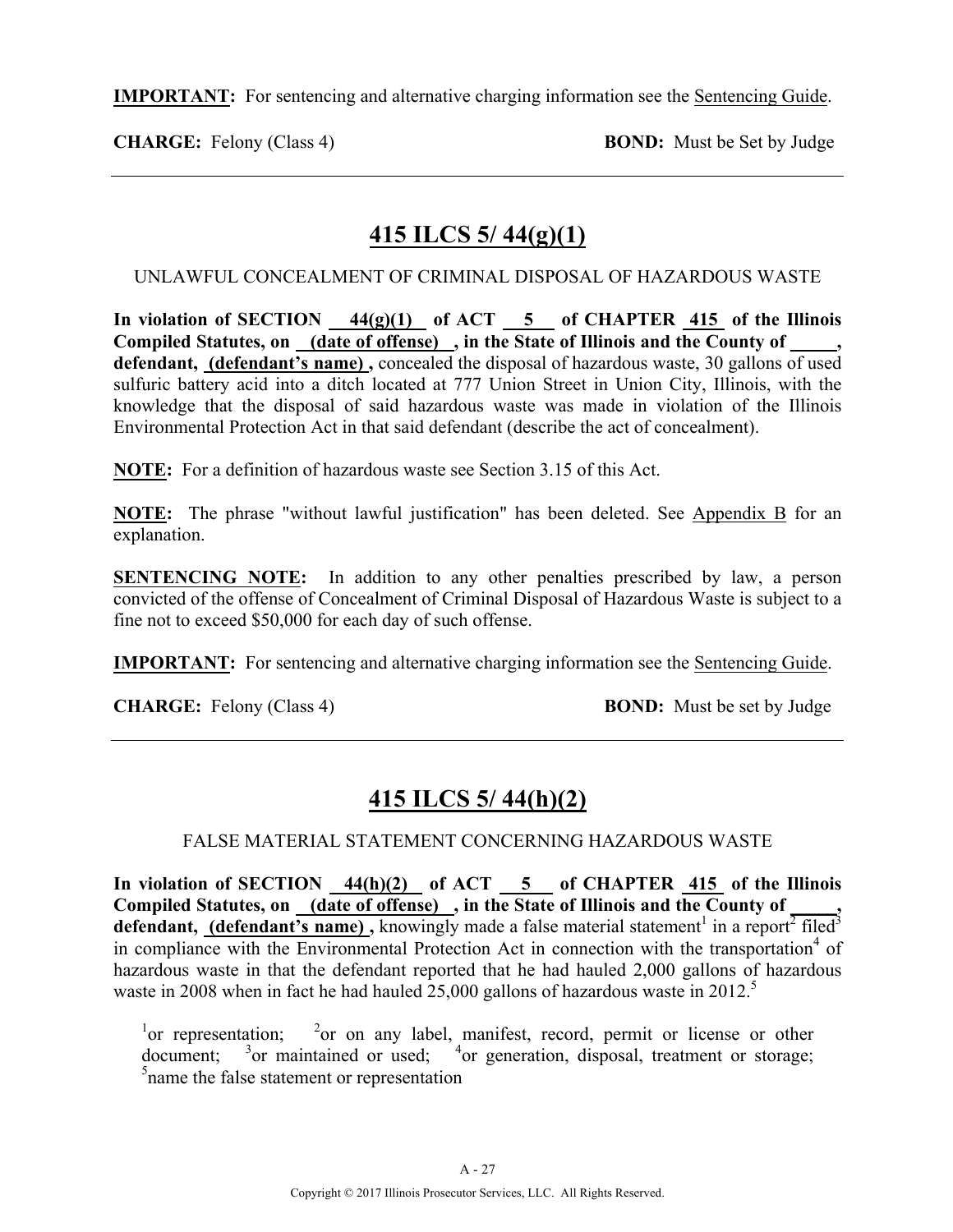**IMPORTANT:** For sentencing and alternative charging information see the Sentencing Guide.

**CHARGE:** Felony (Class 4) **BOND:** Must be Set by Judge

---

## 415 ILCS 5/ 44(g)(1)

UNLAWFUL CONCEALMENT OF CRIMINAL DISPOSAL OF HAZARDOUS WASTE

**In violation of SECTION 44(g)(1) of ACT 5 of CHAPTER 415 of the Illinois Compiled Statutes, on (date of offense) , in the State of Illinois and the County of \_\_\_\_\_, defendant, (defendant's name) ,** concealed the disposal of hazardous waste, 30 gallons of used sulfuric battery acid into a ditch located at 777 Union Street in Union City, Illinois, with the knowledge that the disposal of said hazardous waste was made in violation of the Illinois Environmental Protection Act in that said defendant (describe the act of concealment).

**NOTE:** For a definition of hazardous waste see Section 3.15 of this Act.

**NOTE:** The phrase "without lawful justification" has been deleted. See Appendix B for an explanation.

**SENTENCING NOTE:** In addition to any other penalties prescribed by law, a person convicted of the offense of Concealment of Criminal Disposal of Hazardous Waste is subject to a fine not to exceed $50,000 for each day of such offense.

**IMPORTANT:** For sentencing and alternative charging information see the Sentencing Guide.

**CHARGE:** Felony (Class 4) **BOND:** Must be set by Judge

---

## 415 ILCS 5/ 44(h)(2)

FALSE MATERIAL STATEMENT CONCERNING HAZARDOUS WASTE

**In violation of SECTION 44(h)(2) of ACT 5 of CHAPTER 415 of the Illinois Compiled Statutes, on (date of offense) , in the State of Illinois and the County of \_\_\_\_\_, defendant, (defendant's name) ,** knowingly made a false material statement[1] in a report[2] filed[3] in compliance with the Environmental Protection Act in connection with the transportation[4] of hazardous waste in that the defendant reported that he had hauled 2,000 gallons of hazardous waste in 2008 when in fact he had hauled 25,000 gallons of hazardous waste in 2012.[5]

[1]or representation; [2]or on any label, manifest, record, permit or license or other document; [3]or maintained or used; [4]or generation, disposal, treatment or storage; [5]name the false statement or representation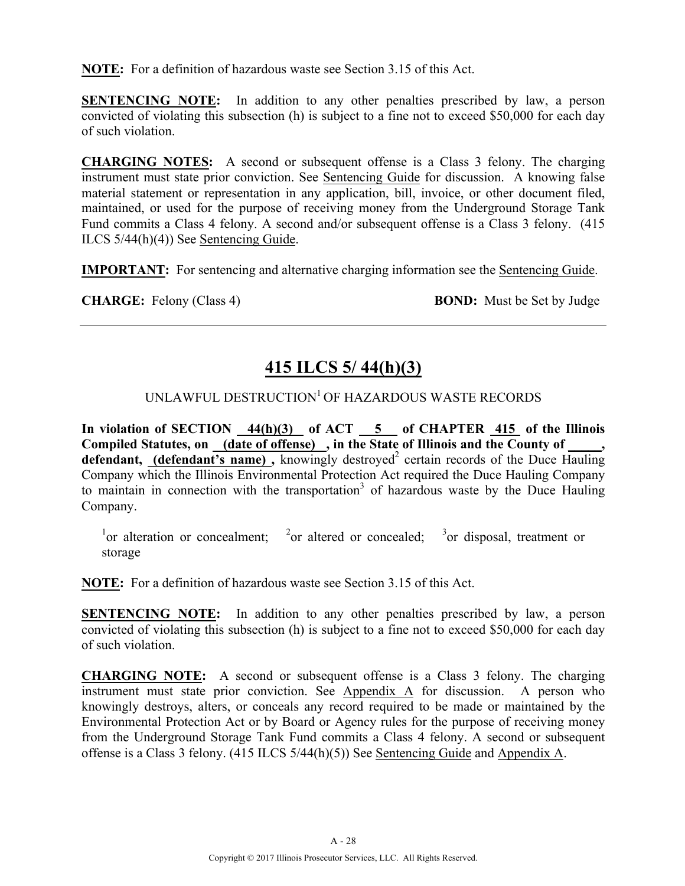**NOTE:** For a definition of hazardous waste see Section 3.15 of this Act.

**SENTENCING NOTE:** In addition to any other penalties prescribed by law, a person convicted of violating this subsection (h) is subject to a fine not to exceed $50,000 for each day of such violation.

**CHARGING NOTES:** A second or subsequent offense is a Class 3 felony. The charging instrument must state prior conviction. See Sentencing Guide for discussion. A knowing false material statement or representation in any application, bill, invoice, or other document filed, maintained, or used for the purpose of receiving money from the Underground Storage Tank Fund commits a Class 4 felony. A second and/or subsequent offense is a Class 3 felony. (415 ILCS 5/44(h)(4)) See Sentencing Guide.

**IMPORTANT:** For sentencing and alternative charging information see the Sentencing Guide.

**CHARGE:** Felony (Class 4) **BOND:** Must be Set by Judge

---

## 415 ILCS 5/ 44(h)(3)

UNLAWFUL DESTRUCTION[1] OF HAZARDOUS WASTE RECORDS

**In violation of SECTION 44(h)(3) of ACT 5 of CHAPTER 415 of the Illinois Compiled Statutes, on (date of offense) , in the State of Illinois and the County of \_\_\_\_\_, defendant, (defendant's name) ,** knowingly destroyed[2] certain records of the Duce Hauling Company which the Illinois Environmental Protection Act required the Duce Hauling Company to maintain in connection with the transportation[3] of hazardous waste by the Duce Hauling Company.

[1]or alteration or concealment; [2]or altered or concealed; [3]or disposal, treatment or storage

**NOTE:** For a definition of hazardous waste see Section 3.15 of this Act.

**SENTENCING NOTE:** In addition to any other penalties prescribed by law, a person convicted of violating this subsection (h) is subject to a fine not to exceed $50,000 for each day of such violation.

**CHARGING NOTE:** A second or subsequent offense is a Class 3 felony. The charging instrument must state prior conviction. See Appendix A for discussion. A person who knowingly destroys, alters, or conceals any record required to be made or maintained by the Environmental Protection Act or by Board or Agency rules for the purpose of receiving money from the Underground Storage Tank Fund commits a Class 4 felony. A second or subsequent offense is a Class 3 felony. (415 ILCS 5/44(h)(5)) See Sentencing Guide and Appendix A.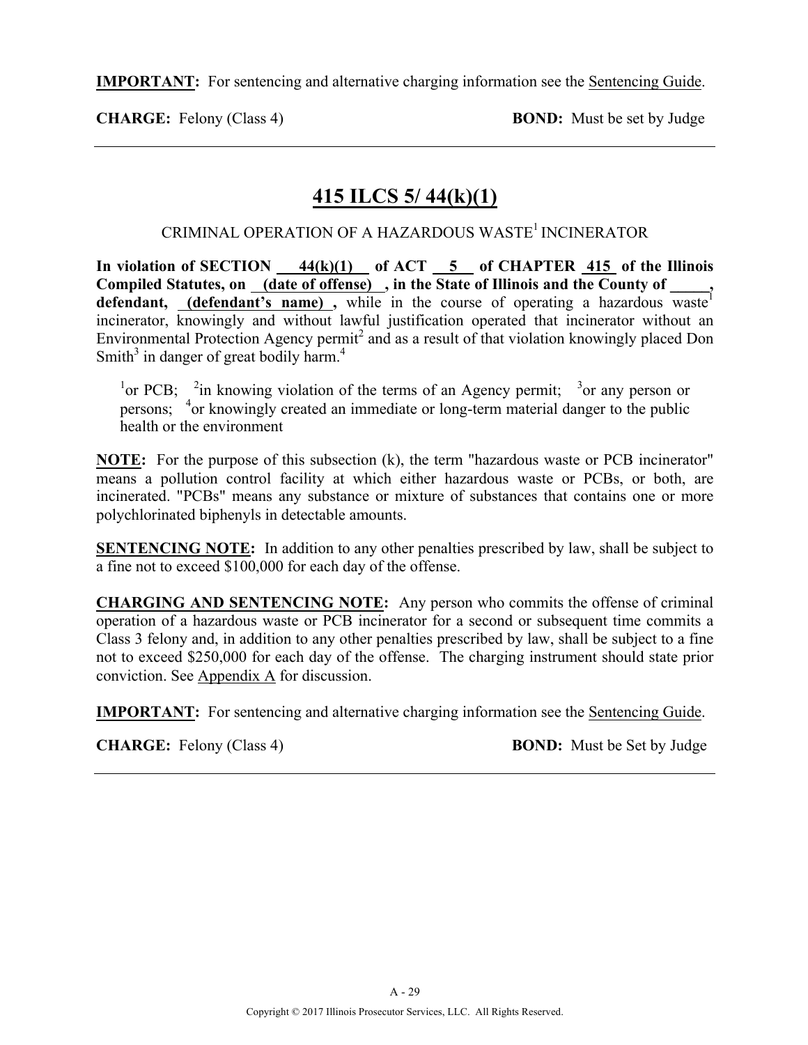**IMPORTANT:** For sentencing and alternative charging information see the Sentencing Guide.

**CHARGE:** Felony (Class 4) **BOND:** Must be set by Judge

---

## 415 ILCS 5/ 44(k)(1)

CRIMINAL OPERATION OF A HAZARDOUS WASTE[1] INCINERATOR

**In violation of SECTION 44(k)(1) of ACT 5 of CHAPTER 415 of the Illinois Compiled Statutes, on (date of offense) , in the State of Illinois and the County of \_\_\_\_\_, defendant, (defendant's name) ,** while in the course of operating a hazardous waste[1] incinerator, knowingly and without lawful justification operated that incinerator without an Environmental Protection Agency permit[2] and as a result of that violation knowingly placed Don Smith[3] in danger of great bodily harm.[4]

[1]or PCB; [2]in knowing violation of the terms of an Agency permit; [3]or any person or persons; [4]or knowingly created an immediate or long-term material danger to the public health or the environment

**NOTE:** For the purpose of this subsection (k), the term "hazardous waste or PCB incinerator" means a pollution control facility at which either hazardous waste or PCBs, or both, are incinerated. "PCBs" means any substance or mixture of substances that contains one or more polychlorinated biphenyls in detectable amounts.

**SENTENCING NOTE:** In addition to any other penalties prescribed by law, shall be subject to a fine not to exceed $100,000 for each day of the offense.

**CHARGING AND SENTENCING NOTE:** Any person who commits the offense of criminal operation of a hazardous waste or PCB incinerator for a second or subsequent time commits a Class 3 felony and, in addition to any other penalties prescribed by law, shall be subject to a fine not to exceed $250,000 for each day of the offense. The charging instrument should state prior conviction. See Appendix A for discussion.

**IMPORTANT:** For sentencing and alternative charging information see the Sentencing Guide.

**CHARGE:** Felony (Class 4) **BOND:** Must be Set by Judge

---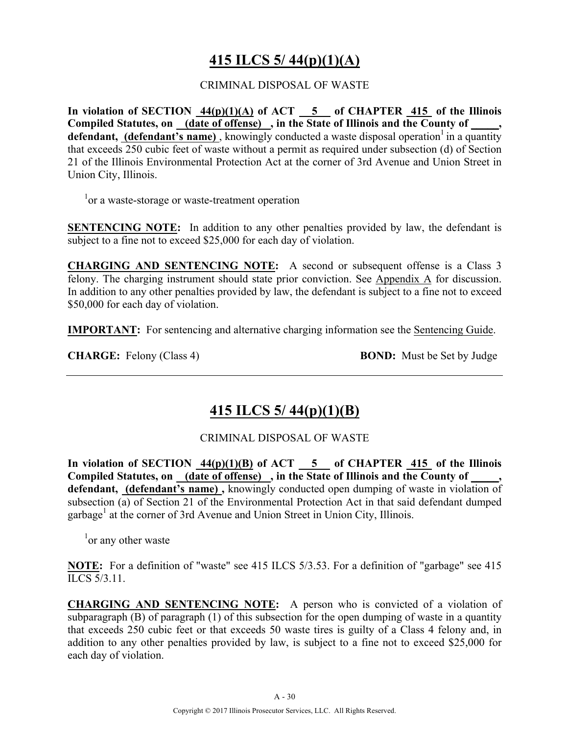## 415 ILCS 5/ 44(p)(1)(A)

CRIMINAL DISPOSAL OF WASTE

**In violation of SECTION 44(p)(1)(A) of ACT 5 of CHAPTER 415 of the Illinois Compiled Statutes, on (date of offense) , in the State of Illinois and the County of _____, defendant, (defendant's name)** , knowingly conducted a waste disposal operation[1] in a quantity that exceeds 250 cubic feet of waste without a permit as required under subsection (d) of Section 21 of the Illinois Environmental Protection Act at the corner of 3rd Avenue and Union Street in Union City, Illinois.

[1]or a waste-storage or waste-treatment operation

**SENTENCING NOTE:** In addition to any other penalties provided by law, the defendant is subject to a fine not to exceed $25,000 for each day of violation.

**CHARGING AND SENTENCING NOTE:** A second or subsequent offense is a Class 3 felony. The charging instrument should state prior conviction. See Appendix A for discussion. In addition to any other penalties provided by law, the defendant is subject to a fine not to exceed $50,000 for each day of violation.

**IMPORTANT:** For sentencing and alternative charging information see the Sentencing Guide.

**CHARGE:** Felony (Class 4) **BOND:** Must be Set by Judge

---

## 415 ILCS 5/ 44(p)(1)(B)

CRIMINAL DISPOSAL OF WASTE

**In violation of SECTION 44(p)(1)(B) of ACT 5 of CHAPTER 415 of the Illinois Compiled Statutes, on (date of offense) , in the State of Illinois and the County of _____, defendant, (defendant's name) ,** knowingly conducted open dumping of waste in violation of subsection (a) of Section 21 of the Environmental Protection Act in that said defendant dumped garbage[1] at the corner of 3rd Avenue and Union Street in Union City, Illinois.

[1]or any other waste

**NOTE:** For a definition of "waste" see 415 ILCS 5/3.53. For a definition of "garbage" see 415 ILCS 5/3.11.

**CHARGING AND SENTENCING NOTE:** A person who is convicted of a violation of subparagraph (B) of paragraph (1) of this subsection for the open dumping of waste in a quantity that exceeds 250 cubic feet or that exceeds 50 waste tires is guilty of a Class 4 felony and, in addition to any other penalties provided by law, is subject to a fine not to exceed $25,000 for each day of violation.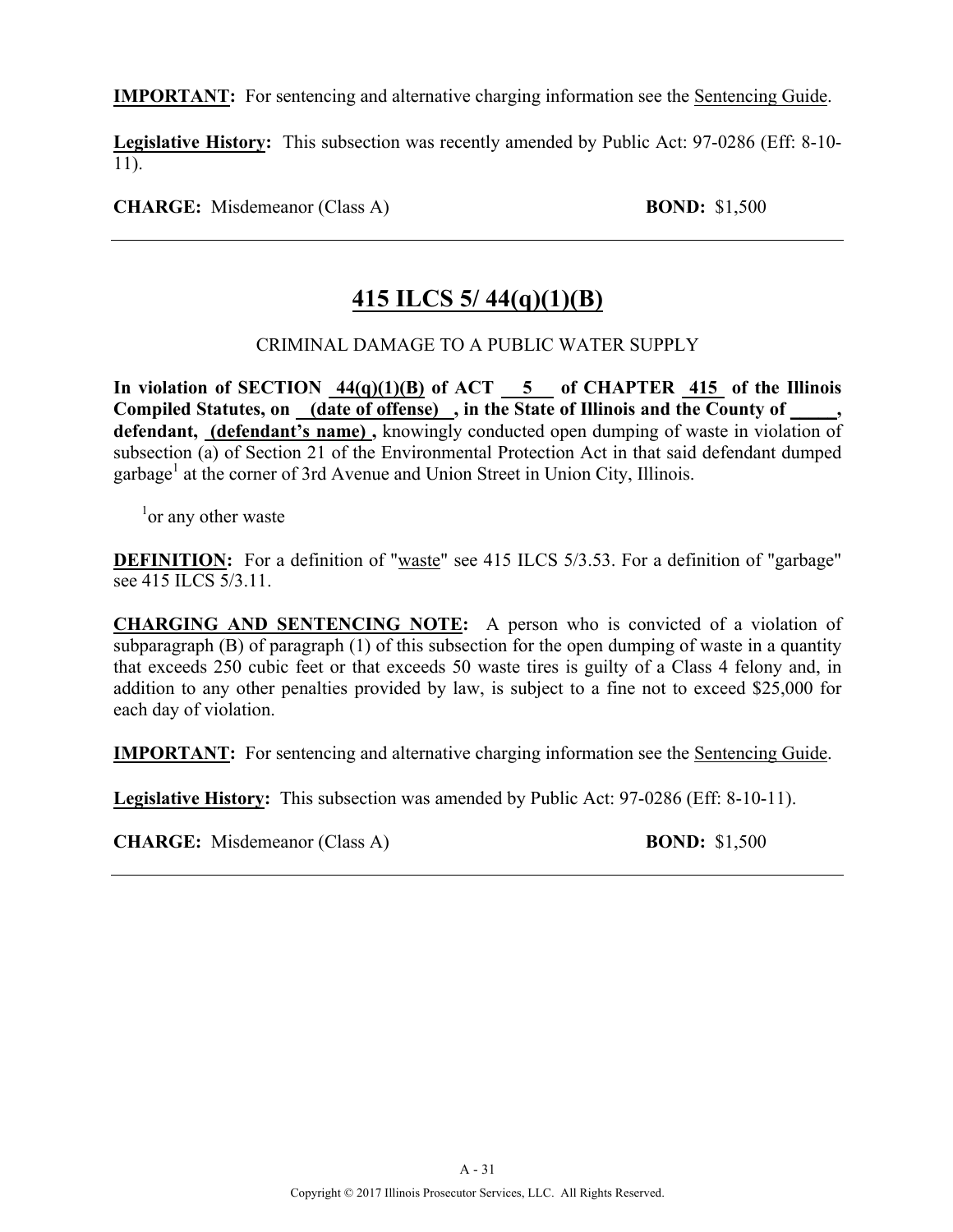**IMPORTANT:** For sentencing and alternative charging information see the Sentencing Guide.

**Legislative History:** This subsection was recently amended by Public Act: 97-0286 (Eff: 8-10-11).

**CHARGE:** Misdemeanor (Class A) **BOND:** $1,500

---

## 415 ILCS 5/ 44(q)(1)(B)

CRIMINAL DAMAGE TO A PUBLIC WATER SUPPLY

**In violation of SECTION 44(q)(1)(B) of ACT 5 of CHAPTER 415 of the Illinois Compiled Statutes, on (date of offense) , in the State of Illinois and the County of \_\_\_\_\_, defendant, (defendant's name) ,** knowingly conducted open dumping of waste in violation of subsection (a) of Section 21 of the Environmental Protection Act in that said defendant dumped garbage[1] at the corner of 3rd Avenue and Union Street in Union City, Illinois.

[1]or any other waste

**DEFINITION:** For a definition of "waste" see 415 ILCS 5/3.53. For a definition of "garbage" see 415 ILCS 5/3.11.

**CHARGING AND SENTENCING NOTE:** A person who is convicted of a violation of subparagraph (B) of paragraph (1) of this subsection for the open dumping of waste in a quantity that exceeds 250 cubic feet or that exceeds 50 waste tires is guilty of a Class 4 felony and, in addition to any other penalties provided by law, is subject to a fine not to exceed $25,000 for each day of violation.

**IMPORTANT:** For sentencing and alternative charging information see the Sentencing Guide.

**Legislative History:** This subsection was amended by Public Act: 97-0286 (Eff: 8-10-11).

**CHARGE:** Misdemeanor (Class A) **BOND:** $1,500

---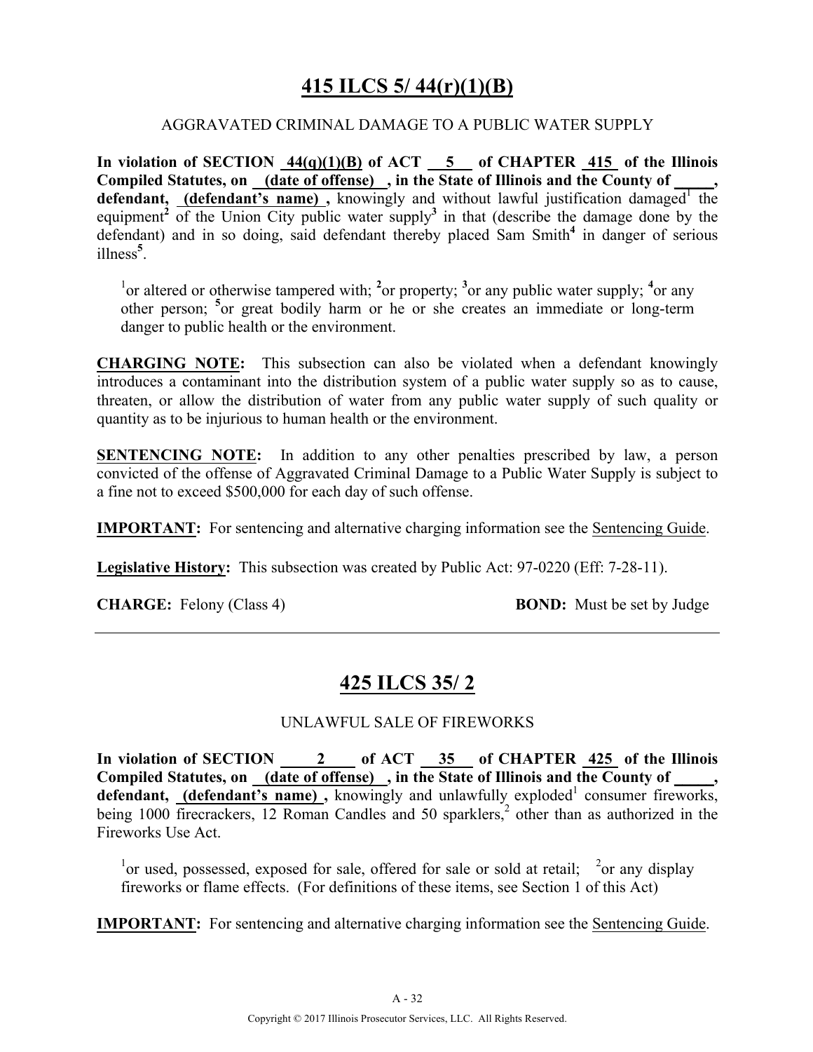# 415 ILCS 5/ 44(r)(1)(B)

AGGRAVATED CRIMINAL DAMAGE TO A PUBLIC WATER SUPPLY

**In violation of SECTION 44(q)(1)(B) of ACT 5 of CHAPTER 415 of the Illinois Compiled Statutes, on (date of offense), in the State of Illinois and the County of _____, defendant, (defendant's name),** knowingly and without lawful justification damaged[1] the equipment[2] of the Union City public water supply[3] in that (describe the damage done by the defendant) and in so doing, said defendant thereby placed Sam Smith[4] in danger of serious illness[5].

[1]or altered or otherwise tampered with; [2]or property; [3]or any public water supply; [4]or any other person; [5]or great bodily harm or he or she creates an immediate or long-term danger to public health or the environment.

**CHARGING NOTE:** This subsection can also be violated when a defendant knowingly introduces a contaminant into the distribution system of a public water supply so as to cause, threaten, or allow the distribution of water from any public water supply of such quality or quantity as to be injurious to human health or the environment.

**SENTENCING NOTE:** In addition to any other penalties prescribed by law, a person convicted of the offense of Aggravated Criminal Damage to a Public Water Supply is subject to a fine not to exceed $500,000 for each day of such offense.

**IMPORTANT:** For sentencing and alternative charging information see the Sentencing Guide.

**Legislative History:** This subsection was created by Public Act: 97-0220 (Eff: 7-28-11).

**CHARGE:** Felony (Class 4) **BOND:** Must be set by Judge

---

# 425 ILCS 35/ 2

UNLAWFUL SALE OF FIREWORKS

**In violation of SECTION 2 of ACT 35 of CHAPTER 425 of the Illinois Compiled Statutes, on (date of offense), in the State of Illinois and the County of _____, defendant, (defendant's name),** knowingly and unlawfully exploded[1] consumer fireworks, being 1000 firecrackers, 12 Roman Candles and 50 sparklers,[2] other than as authorized in the Fireworks Use Act.

[1]or used, possessed, exposed for sale, offered for sale or sold at retail; [2]or any display fireworks or flame effects. (For definitions of these items, see Section 1 of this Act)

**IMPORTANT:** For sentencing and alternative charging information see the Sentencing Guide.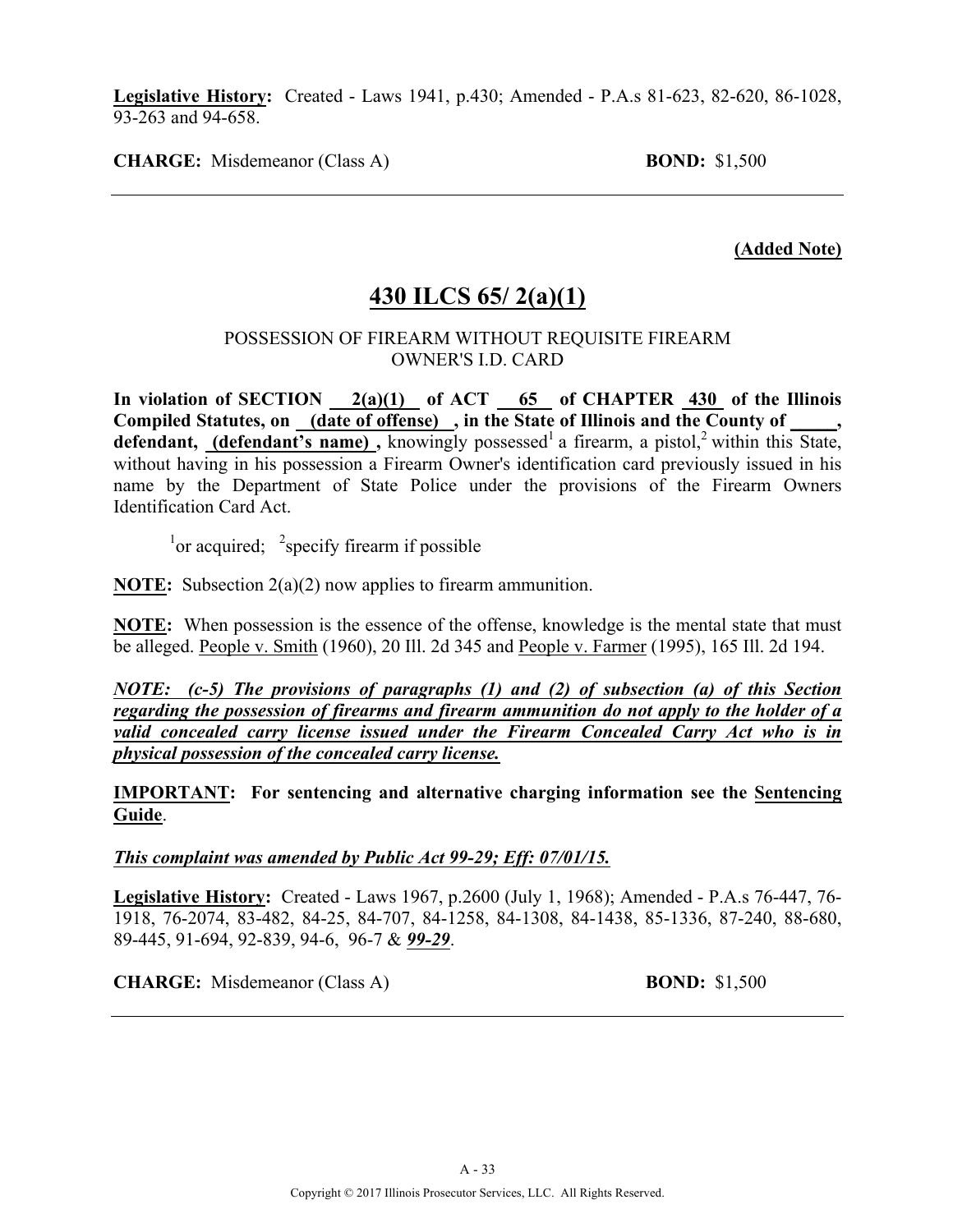**Legislative History:** Created - Laws 1941, p.430; Amended - P.A.s 81-623, 82-620, 86-1028, 93-263 and 94-658.

**CHARGE:** Misdemeanor (Class A) **BOND:** $1,500

---

**(Added Note)**

## 430 ILCS 65/ 2(a)(1)

POSSESSION OF FIREARM WITHOUT REQUISITE FIREARM OWNER'S I.D. CARD

**In violation of SECTION 2(a)(1) of ACT 65 of CHAPTER 430 of the Illinois Compiled Statutes, on (date of offense), in the State of Illinois and the County of _____, defendant, (defendant's name),** knowingly possessed[1] a firearm, a pistol,[2] within this State, without having in his possession a Firearm Owner's identification card previously issued in his name by the Department of State Police under the provisions of the Firearm Owners Identification Card Act.

[1]or acquired; [2]specify firearm if possible

**NOTE:** Subsection 2(a)(2) now applies to firearm ammunition.

**NOTE:** When possession is the essence of the offense, knowledge is the mental state that must be alleged. People v. Smith (1960), 20 Ill. 2d 345 and People v. Farmer (1995), 165 Ill. 2d 194.

***NOTE: (c-5) The provisions of paragraphs (1) and (2) of subsection (a) of this Section regarding the possession of firearms and firearm ammunition do not apply to the holder of a valid concealed carry license issued under the Firearm Concealed Carry Act who is in physical possession of the concealed carry license.***

**IMPORTANT: For sentencing and alternative charging information see the Sentencing Guide**.

***This complaint was amended by Public Act 99-29; Eff: 07/01/15.***

**Legislative History:** Created - Laws 1967, p.2600 (July 1, 1968); Amended - P.A.s 76-447, 76-1918, 76-2074, 83-482, 84-25, 84-707, 84-1258, 84-1308, 84-1438, 85-1336, 87-240, 88-680, 89-445, 91-694, 92-839, 94-6, 96-7 & ***99-29***.

**CHARGE:** Misdemeanor (Class A) **BOND:** $1,500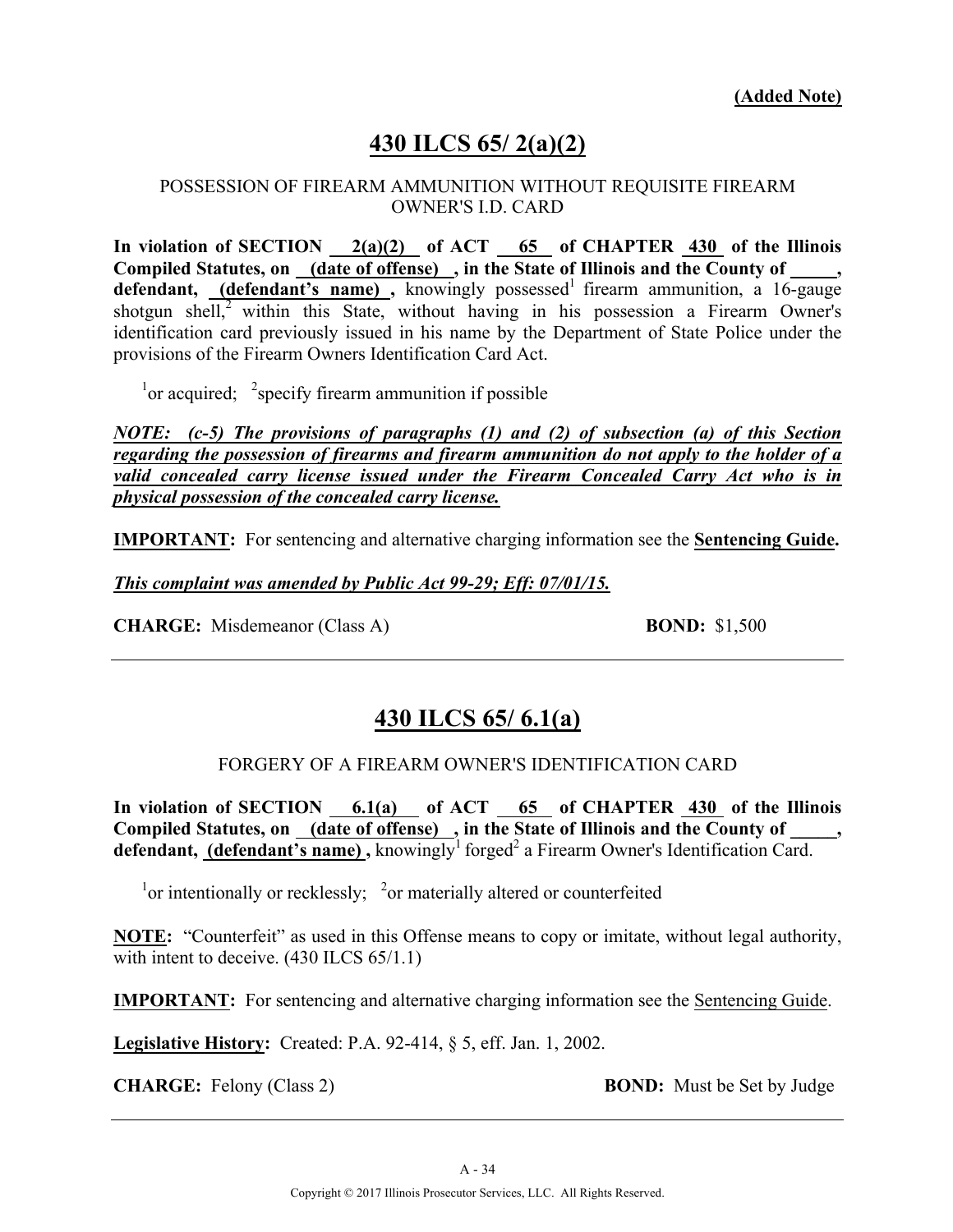**(Added Note)**

# 430 ILCS 65/ 2(a)(2)

POSSESSION OF FIREARM AMMUNITION WITHOUT REQUISITE FIREARM OWNER'S I.D. CARD

**In violation of SECTION 2(a)(2) of ACT 65 of CHAPTER 430 of the Illinois Compiled Statutes, on (date of offense) , in the State of Illinois and the County of _____, defendant, (defendant's name) ,** knowingly possessed[1] firearm ammunition, a 16-gauge shotgun shell,[2] within this State, without having in his possession a Firearm Owner's identification card previously issued in his name by the Department of State Police under the provisions of the Firearm Owners Identification Card Act.

[1]or acquired; [2]specify firearm ammunition if possible

***NOTE: (c-5) The provisions of paragraphs (1) and (2) of subsection (a) of this Section regarding the possession of firearms and firearm ammunition do not apply to the holder of a valid concealed carry license issued under the Firearm Concealed Carry Act who is in physical possession of the concealed carry license.***

**IMPORTANT:** For sentencing and alternative charging information see the **Sentencing Guide.**

***This complaint was amended by Public Act 99-29; Eff: 07/01/15.***

**CHARGE:** Misdemeanor (Class A) **BOND:** $1,500

---

# 430 ILCS 65/ 6.1(a)

FORGERY OF A FIREARM OWNER'S IDENTIFICATION CARD

**In violation of SECTION 6.1(a) of ACT 65 of CHAPTER 430 of the Illinois Compiled Statutes, on (date of offense) , in the State of Illinois and the County of _____, defendant, (defendant's name) ,** knowingly[1] forged[2] a Firearm Owner's Identification Card.

[1]or intentionally or recklessly; [2]or materially altered or counterfeited

**NOTE:** "Counterfeit" as used in this Offense means to copy or imitate, without legal authority, with intent to deceive. (430 ILCS 65/1.1)

**IMPORTANT:** For sentencing and alternative charging information see the Sentencing Guide.

**Legislative History:** Created: P.A. 92-414, § 5, eff. Jan. 1, 2002.

**CHARGE:** Felony (Class 2) **BOND:** Must be Set by Judge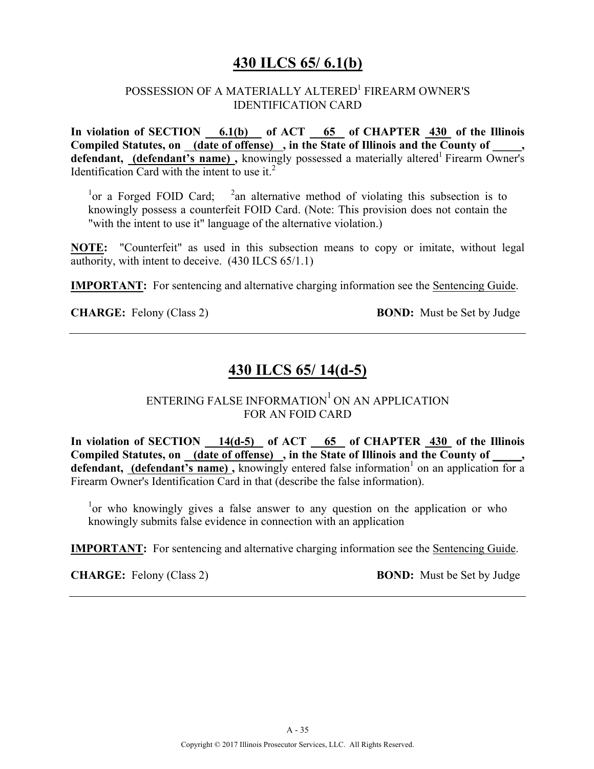# 430 ILCS 65/ 6.1(b)

POSSESSION OF A MATERIALLY ALTERED[1] FIREARM OWNER'S IDENTIFICATION CARD

**In violation of SECTION 6.1(b) of ACT 65 of CHAPTER 430 of the Illinois Compiled Statutes, on (date of offense) , in the State of Illinois and the County of \_\_\_\_\_, defendant, (defendant's name) ,** knowingly possessed a materially altered[1] Firearm Owner's Identification Card with the intent to use it.[2]

[1]or a Forged FOID Card; [2]an alternative method of violating this subsection is to knowingly possess a counterfeit FOID Card. (Note: This provision does not contain the "with the intent to use it" language of the alternative violation.)

**NOTE:** "Counterfeit" as used in this subsection means to copy or imitate, without legal authority, with intent to deceive. (430 ILCS 65/1.1)

**IMPORTANT:** For sentencing and alternative charging information see the Sentencing Guide.

**CHARGE:** Felony (Class 2) **BOND:** Must be Set by Judge

---

# 430 ILCS 65/ 14(d-5)

ENTERING FALSE INFORMATION[1] ON AN APPLICATION FOR AN FOID CARD

**In violation of SECTION 14(d-5) of ACT 65 of CHAPTER 430 of the Illinois Compiled Statutes, on (date of offense) , in the State of Illinois and the County of \_\_\_\_\_, defendant, (defendant's name) ,** knowingly entered false information[1] on an application for a Firearm Owner's Identification Card in that (describe the false information).

[1]or who knowingly gives a false answer to any question on the application or who knowingly submits false evidence in connection with an application

**IMPORTANT:** For sentencing and alternative charging information see the Sentencing Guide.

**CHARGE:** Felony (Class 2) **BOND:** Must be Set by Judge

---

A - 35

Copyright © 2017 Illinois Prosecutor Services, LLC. All Rights Reserved.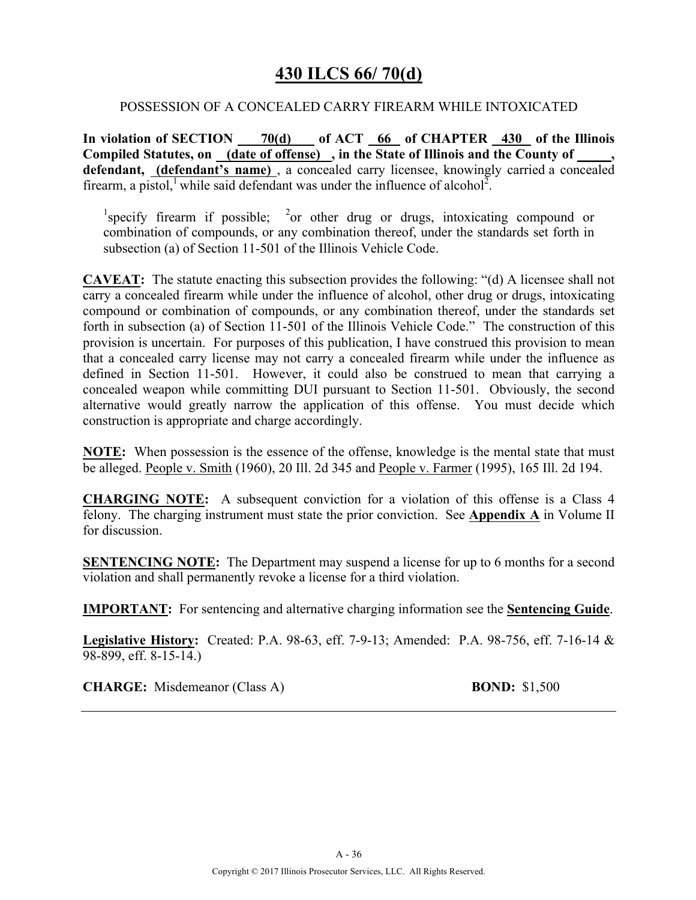# 430 ILCS 66/ 70(d)

POSSESSION OF A CONCEALED CARRY FIREARM WHILE INTOXICATED

**In violation of SECTION 70(d) of ACT 66 of CHAPTER 430 of the Illinois Compiled Statutes, on (date of offense) , in the State of Illinois and the County of \_\_\_\_\_, defendant, (defendant's name)** , a concealed carry licensee, knowingly carried a concealed firearm, a pistol,[1] while said defendant was under the influence of alcohol[2].

[1]specify firearm if possible; [2]or other drug or drugs, intoxicating compound or combination of compounds, or any combination thereof, under the standards set forth in subsection (a) of Section 11-501 of the Illinois Vehicle Code.

**CAVEAT:** The statute enacting this subsection provides the following: "(d) A licensee shall not carry a concealed firearm while under the influence of alcohol, other drug or drugs, intoxicating compound or combination of compounds, or any combination thereof, under the standards set forth in subsection (a) of Section 11-501 of the Illinois Vehicle Code." The construction of this provision is uncertain. For purposes of this publication, I have construed this provision to mean that a concealed carry license may not carry a concealed firearm while under the influence as defined in Section 11-501. However, it could also be construed to mean that carrying a concealed weapon while committing DUI pursuant to Section 11-501. Obviously, the second alternative would greatly narrow the application of this offense. You must decide which construction is appropriate and charge accordingly.

**NOTE:** When possession is the essence of the offense, knowledge is the mental state that must be alleged. People v. Smith (1960), 20 Ill. 2d 345 and People v. Farmer (1995), 165 Ill. 2d 194.

**CHARGING NOTE:** A subsequent conviction for a violation of this offense is a Class 4 felony. The charging instrument must state the prior conviction. See **Appendix A** in Volume II for discussion.

**SENTENCING NOTE:** The Department may suspend a license for up to 6 months for a second violation and shall permanently revoke a license for a third violation.

**IMPORTANT:** For sentencing and alternative charging information see the **Sentencing Guide**.

**Legislative History:** Created: P.A. 98-63, eff. 7-9-13; Amended: P.A. 98-756, eff. 7-16-14 & 98-899, eff. 8-15-14.)

**CHARGE:** Misdemeanor (Class A) **BOND:** $1,500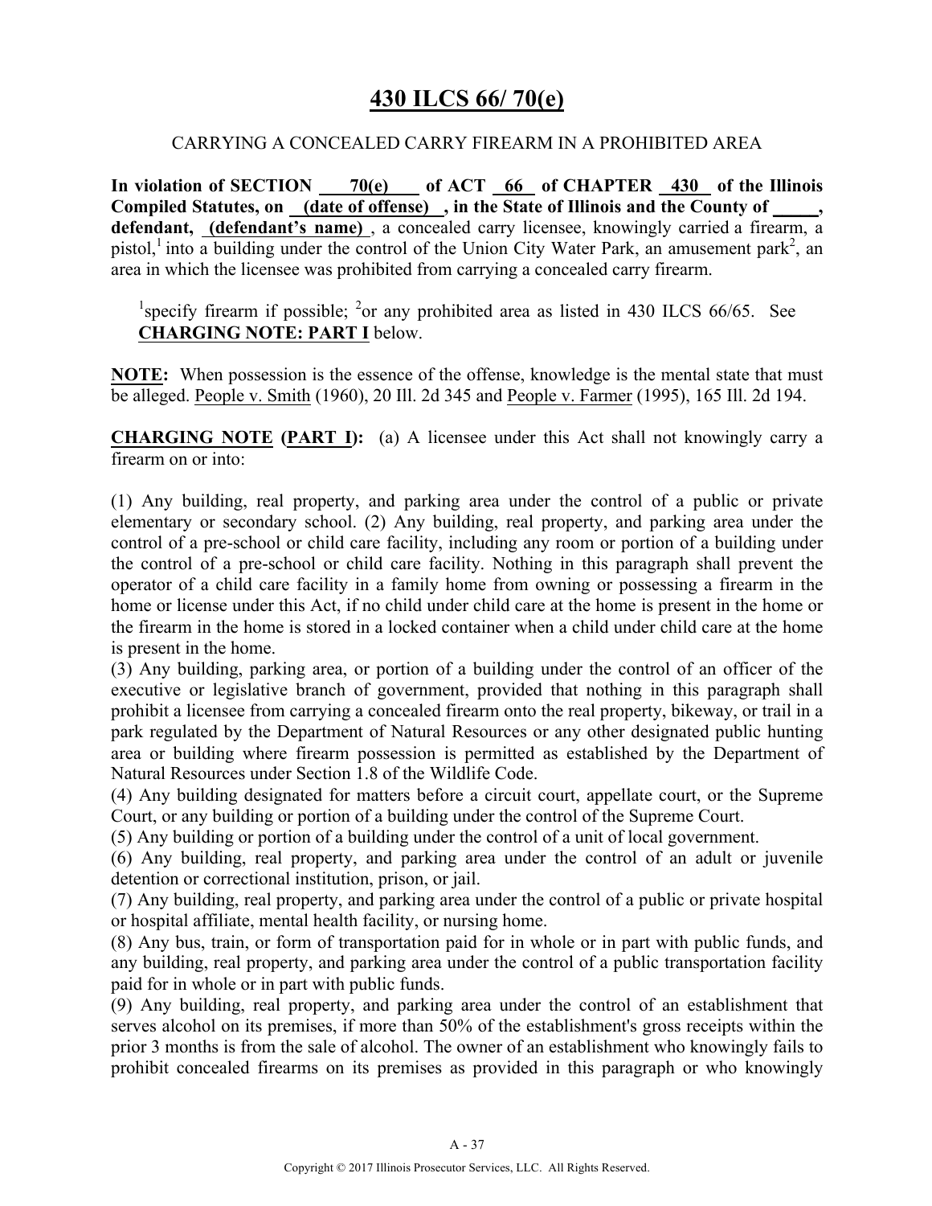# 430 ILCS 66/ 70(e)

CARRYING A CONCEALED CARRY FIREARM IN A PROHIBITED AREA

**In violation of SECTION <u>70(e)</u> of ACT <u>66</u> of CHAPTER <u>430</u> of the Illinois Compiled Statutes, on <u>(date of offense)</u>, in the State of Illinois and the County of _____, defendant, <u>(defendant's name)</u>**, a concealed carry licensee, knowingly carried a firearm, a pistol,[1] into a building under the control of the Union City Water Park, an amusement park[2], an area in which the licensee was prohibited from carrying a concealed carry firearm.

[1]specify firearm if possible; [2]or any prohibited area as listed in 430 ILCS 66/65. See **<u>CHARGING NOTE: PART I</u>** below.

**<u>NOTE:</u>** When possession is the essence of the offense, knowledge is the mental state that must be alleged. <u>People v. Smith</u> (1960), 20 Ill. 2d 345 and <u>People v. Farmer</u> (1995), 165 Ill. 2d 194.

**<u>CHARGING NOTE</u> (<u>PART I</u>):** (a) A licensee under this Act shall not knowingly carry a firearm on or into:

(1) Any building, real property, and parking area under the control of a public or private elementary or secondary school. (2) Any building, real property, and parking area under the control of a pre-school or child care facility, including any room or portion of a building under the control of a pre-school or child care facility. Nothing in this paragraph shall prevent the operator of a child care facility in a family home from owning or possessing a firearm in the home or license under this Act, if no child under child care at the home is present in the home or the firearm in the home is stored in a locked container when a child under child care at the home is present in the home.

(3) Any building, parking area, or portion of a building under the control of an officer of the executive or legislative branch of government, provided that nothing in this paragraph shall prohibit a licensee from carrying a concealed firearm onto the real property, bikeway, or trail in a park regulated by the Department of Natural Resources or any other designated public hunting area or building where firearm possession is permitted as established by the Department of Natural Resources under Section 1.8 of the Wildlife Code.

(4) Any building designated for matters before a circuit court, appellate court, or the Supreme Court, or any building or portion of a building under the control of the Supreme Court.

(5) Any building or portion of a building under the control of a unit of local government.

(6) Any building, real property, and parking area under the control of an adult or juvenile detention or correctional institution, prison, or jail.

(7) Any building, real property, and parking area under the control of a public or private hospital or hospital affiliate, mental health facility, or nursing home.

(8) Any bus, train, or form of transportation paid for in whole or in part with public funds, and any building, real property, and parking area under the control of a public transportation facility paid for in whole or in part with public funds.

(9) Any building, real property, and parking area under the control of an establishment that serves alcohol on its premises, if more than 50% of the establishment's gross receipts within the prior 3 months is from the sale of alcohol. The owner of an establishment who knowingly fails to prohibit concealed firearms on its premises as provided in this paragraph or who knowingly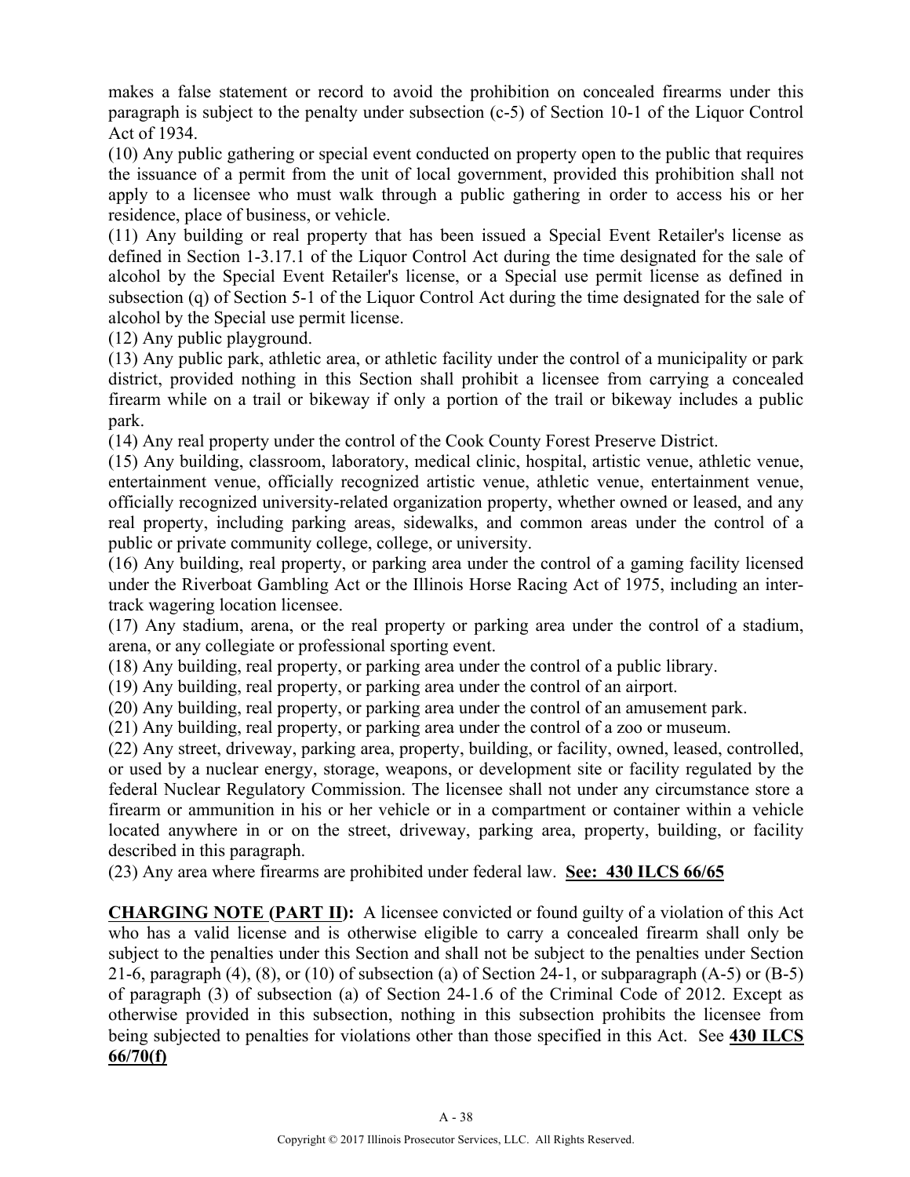makes a false statement or record to avoid the prohibition on concealed firearms under this paragraph is subject to the penalty under subsection (c-5) of Section 10-1 of the Liquor Control Act of 1934.

(10) Any public gathering or special event conducted on property open to the public that requires the issuance of a permit from the unit of local government, provided this prohibition shall not apply to a licensee who must walk through a public gathering in order to access his or her residence, place of business, or vehicle.

(11) Any building or real property that has been issued a Special Event Retailer's license as defined in Section 1-3.17.1 of the Liquor Control Act during the time designated for the sale of alcohol by the Special Event Retailer's license, or a Special use permit license as defined in subsection (q) of Section 5-1 of the Liquor Control Act during the time designated for the sale of alcohol by the Special use permit license.

(12) Any public playground.

(13) Any public park, athletic area, or athletic facility under the control of a municipality or park district, provided nothing in this Section shall prohibit a licensee from carrying a concealed firearm while on a trail or bikeway if only a portion of the trail or bikeway includes a public park.

(14) Any real property under the control of the Cook County Forest Preserve District.

(15) Any building, classroom, laboratory, medical clinic, hospital, artistic venue, athletic venue, entertainment venue, officially recognized artistic venue, athletic venue, entertainment venue, officially recognized university-related organization property, whether owned or leased, and any real property, including parking areas, sidewalks, and common areas under the control of a public or private community college, college, or university.

(16) Any building, real property, or parking area under the control of a gaming facility licensed under the Riverboat Gambling Act or the Illinois Horse Racing Act of 1975, including an inter-track wagering location licensee.

(17) Any stadium, arena, or the real property or parking area under the control of a stadium, arena, or any collegiate or professional sporting event.

(18) Any building, real property, or parking area under the control of a public library.

(19) Any building, real property, or parking area under the control of an airport.

(20) Any building, real property, or parking area under the control of an amusement park.

(21) Any building, real property, or parking area under the control of a zoo or museum.

(22) Any street, driveway, parking area, property, building, or facility, owned, leased, controlled, or used by a nuclear energy, storage, weapons, or development site or facility regulated by the federal Nuclear Regulatory Commission. The licensee shall not under any circumstance store a firearm or ammunition in his or her vehicle or in a compartment or container within a vehicle located anywhere in or on the street, driveway, parking area, property, building, or facility described in this paragraph.

(23) Any area where firearms are prohibited under federal law. **See: 430 ILCS 66/65**

**CHARGING NOTE (PART II):** A licensee convicted or found guilty of a violation of this Act who has a valid license and is otherwise eligible to carry a concealed firearm shall only be subject to the penalties under this Section and shall not be subject to the penalties under Section 21-6, paragraph (4), (8), or (10) of subsection (a) of Section 24-1, or subparagraph (A-5) or (B-5) of paragraph (3) of subsection (a) of Section 24-1.6 of the Criminal Code of 2012. Except as otherwise provided in this subsection, nothing in this subsection prohibits the licensee from being subjected to penalties for violations other than those specified in this Act. See **430 ILCS 66/70(f)**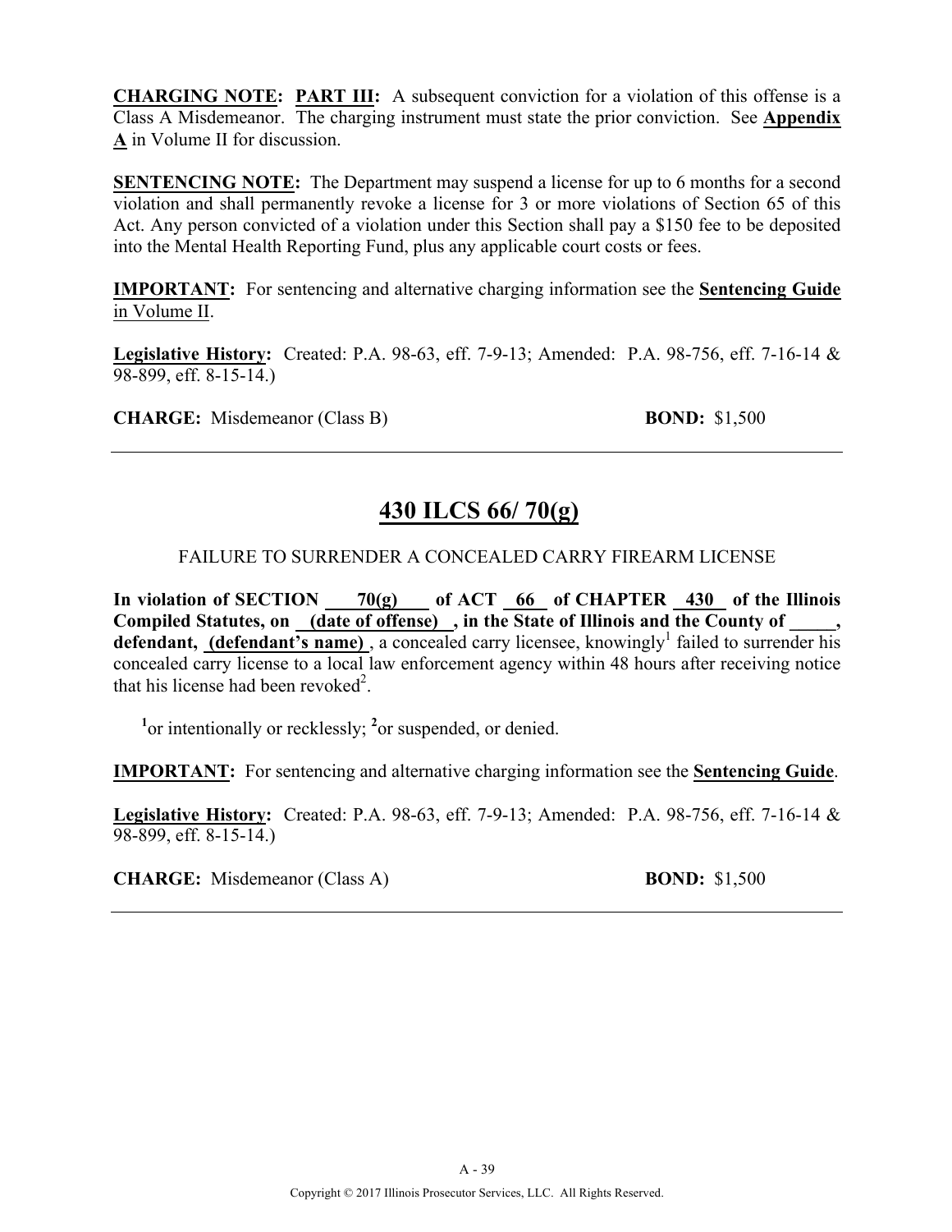**CHARGING NOTE: PART III:** A subsequent conviction for a violation of this offense is a Class A Misdemeanor. The charging instrument must state the prior conviction. See **Appendix A** in Volume II for discussion.

**SENTENCING NOTE:** The Department may suspend a license for up to 6 months for a second violation and shall permanently revoke a license for 3 or more violations of Section 65 of this Act. Any person convicted of a violation under this Section shall pay a $150 fee to be deposited into the Mental Health Reporting Fund, plus any applicable court costs or fees.

**IMPORTANT:** For sentencing and alternative charging information see the **Sentencing Guide** in Volume II.

**Legislative History:** Created: P.A. 98-63, eff. 7-9-13; Amended: P.A. 98-756, eff. 7-16-14 & 98-899, eff. 8-15-14.)

**CHARGE:** Misdemeanor (Class B) **BOND:** $1,500

---

## 430 ILCS 66/ 70(g)

FAILURE TO SURRENDER A CONCEALED CARRY FIREARM LICENSE

**In violation of SECTION 70(g) of ACT 66 of CHAPTER 430 of the Illinois Compiled Statutes, on (date of offense) , in the State of Illinois and the County of _____, defendant, (defendant's name)** , a concealed carry licensee, knowingly[1] failed to surrender his concealed carry license to a local law enforcement agency within 48 hours after receiving notice that his license had been revoked[2].

[1]or intentionally or recklessly; [2]or suspended, or denied.

**IMPORTANT:** For sentencing and alternative charging information see the **Sentencing Guide**.

**Legislative History:** Created: P.A. 98-63, eff. 7-9-13; Amended: P.A. 98-756, eff. 7-16-14 & 98-899, eff. 8-15-14.)

**CHARGE:** Misdemeanor (Class A) **BOND:** $1,500

---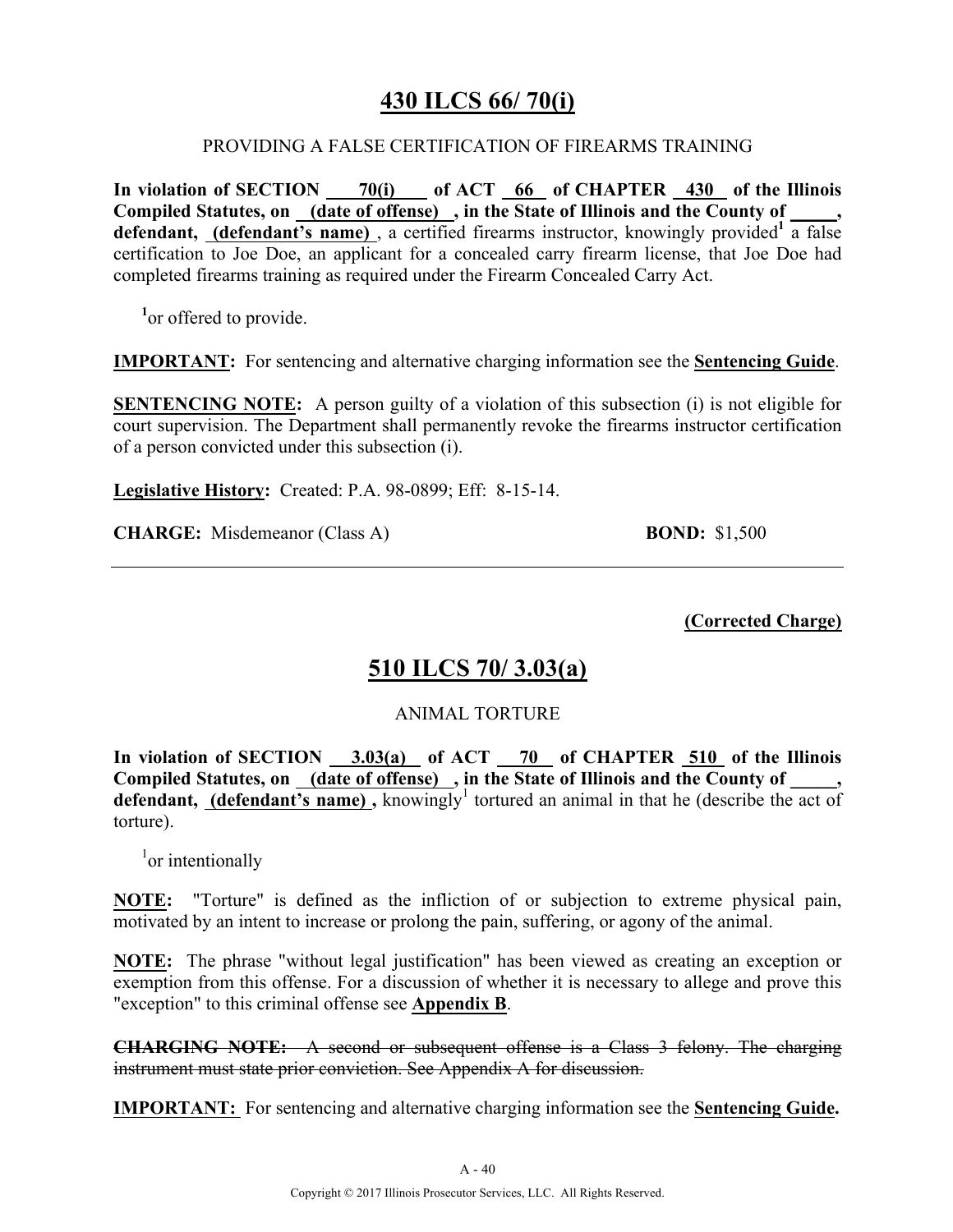# 430 ILCS 66/ 70(i)

PROVIDING A FALSE CERTIFICATION OF FIREARMS TRAINING

**In violation of SECTION 70(i) of ACT 66 of CHAPTER 430 of the Illinois Compiled Statutes, on (date of offense) , in the State of Illinois and the County of _____, defendant, (defendant's name)**, a certified firearms instructor, knowingly provided[1] a false certification to Joe Doe, an applicant for a concealed carry firearm license, that Joe Doe had completed firearms training as required under the Firearm Concealed Carry Act.

[1]or offered to provide.

**IMPORTANT:** For sentencing and alternative charging information see the **Sentencing Guide**.

**SENTENCING NOTE:** A person guilty of a violation of this subsection (i) is not eligible for court supervision. The Department shall permanently revoke the firearms instructor certification of a person convicted under this subsection (i).

**Legislative History:** Created: P.A. 98-0899; Eff: 8-15-14.

**CHARGE:** Misdemeanor (Class A) **BOND:** $1,500

---

**(Corrected Charge)**

# 510 ILCS 70/ 3.03(a)

ANIMAL TORTURE

**In violation of SECTION 3.03(a) of ACT 70 of CHAPTER 510 of the Illinois Compiled Statutes, on (date of offense) , in the State of Illinois and the County of _____, defendant, (defendant's name) ,** knowingly[1] tortured an animal in that he (describe the act of torture).

[1]or intentionally

**NOTE:** "Torture" is defined as the infliction of or subjection to extreme physical pain, motivated by an intent to increase or prolong the pain, suffering, or agony of the animal.

**NOTE:** The phrase "without legal justification" has been viewed as creating an exception or exemption from this offense. For a discussion of whether it is necessary to allege and prove this "exception" to this criminal offense see **Appendix B**.

~~**CHARGING NOTE:** A second or subsequent offense is a Class 3 felony. The charging instrument must state prior conviction. See Appendix A for discussion.~~

**IMPORTANT:** For sentencing and alternative charging information see the **Sentencing Guide.**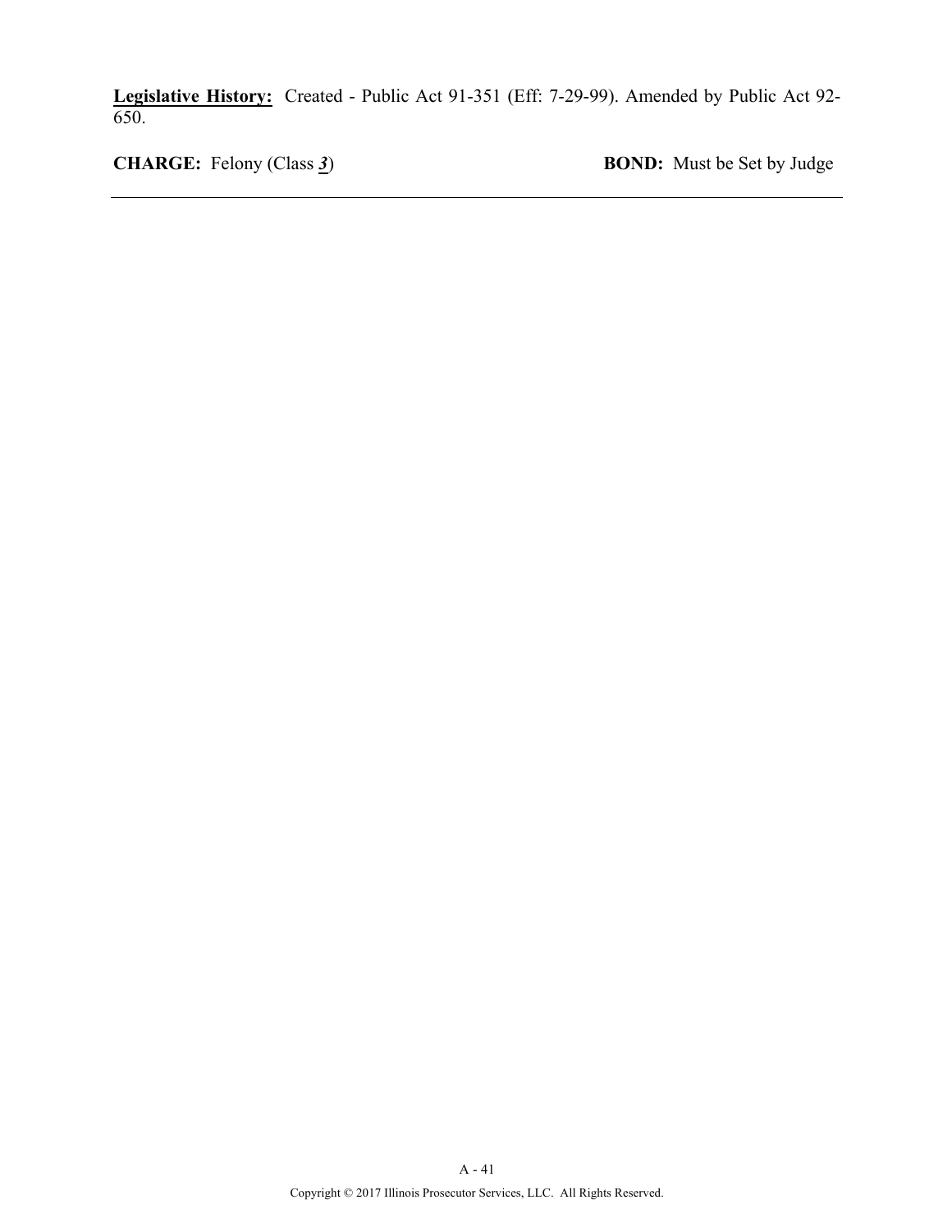**Legislative History:** Created - Public Act 91-351 (Eff: 7-29-99). Amended by Public Act 92-650.

**CHARGE:** Felony (Class ***3***) **BOND:** Must be Set by Judge

---